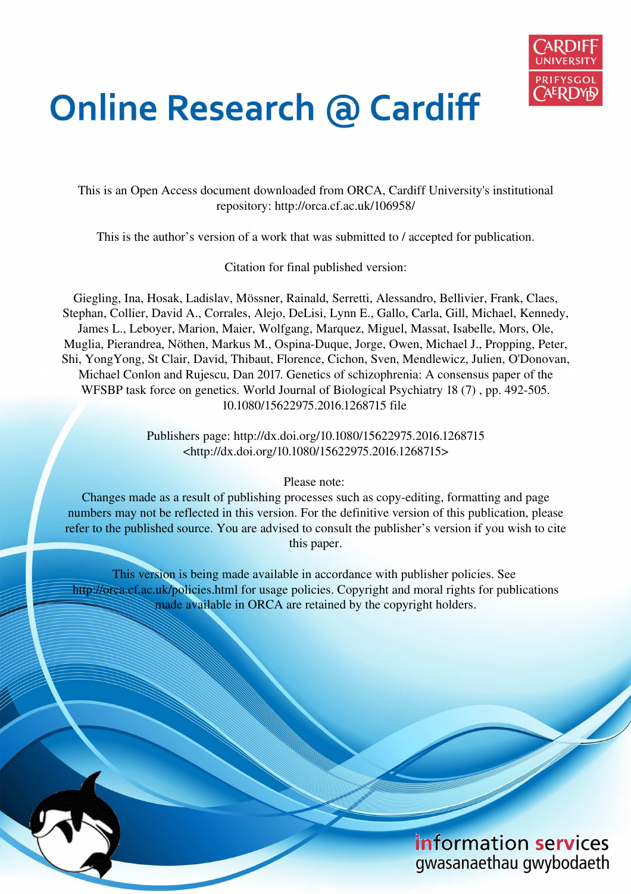# Online Research @ Cardiff

This is an Open Access document downloaded from ORCA, Cardiff University's institutional repository: http://orca.cf.ac.uk/106958/

This is the author's version of a work that was submitted to / accepted for publication.

Citation for final published version:

Giegling, Ina, Hosak, Ladislav, Mössner, Rainald, Serretti, Alessandro, Bellivier, Frank, Claes, Stephan, Collier, David A., Corrales, Alejo, DeLisi, Lynn E., Gallo, Carla, Gill, Michael, Kennedy, James L., Leboyer, Marion, Maier, Wolfgang, Marquez, Miguel, Massat, Isabelle, Mors, Ole, Muglia, Pierandrea, Nöthen, Markus M., Ospina-Duque, Jorge, Owen, Michael J., Propping, Peter, Shi, YongYong, St Clair, David, Thibaut, Florence, Cichon, Sven, Mendlewicz, Julien, O'Donovan, Michael Conlon and Rujescu, Dan 2017. Genetics of schizophrenia: A consensus paper of the WFSBP task force on genetics. World Journal of Biological Psychiatry 18 (7) , pp. 492-505. 10.1080/15622975.2016.1268715 file

Publishers page: http://dx.doi.org/10.1080/15622975.2016.1268715 <http://dx.doi.org/10.1080/15622975.2016.1268715>

Please note:
Changes made as a result of publishing processes such as copy-editing, formatting and page numbers may not be reflected in this version. For the definitive version of this publication, please refer to the published source. You are advised to consult the publisher's version if you wish to cite this paper.

This version is being made available in accordance with publisher policies. See http://orca.cf.ac.uk/policies.html for usage policies. Copyright and moral rights for publications made available in ORCA are retained by the copyright holders.

information services
gwasanaethau gwybodaeth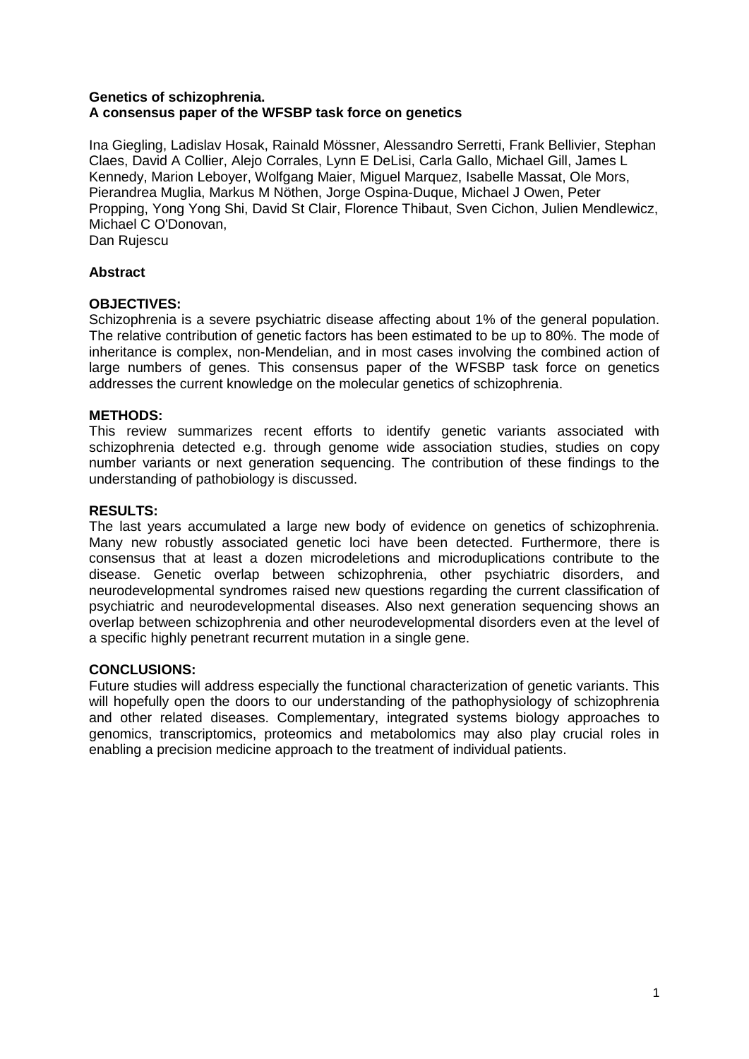**Genetics of schizophrenia.**
**A consensus paper of the WFSBP task force on genetics**

Ina Giegling, Ladislav Hosak, Rainald Mössner, Alessandro Serretti, Frank Bellivier, Stephan Claes, David A Collier, Alejo Corrales, Lynn E DeLisi, Carla Gallo, Michael Gill, James L Kennedy, Marion Leboyer, Wolfgang Maier, Miguel Marquez, Isabelle Massat, Ole Mors, Pierandrea Muglia, Markus M Nöthen, Jorge Ospina-Duque, Michael J Owen, Peter Propping, Yong Yong Shi, David St Clair, Florence Thibaut, Sven Cichon, Julien Mendlewicz, Michael C O'Donovan,
Dan Rujescu

**Abstract**

**OBJECTIVES:**
Schizophrenia is a severe psychiatric disease affecting about 1% of the general population. The relative contribution of genetic factors has been estimated to be up to 80%. The mode of inheritance is complex, non-Mendelian, and in most cases involving the combined action of large numbers of genes. This consensus paper of the WFSBP task force on genetics addresses the current knowledge on the molecular genetics of schizophrenia.

**METHODS:**
This review summarizes recent efforts to identify genetic variants associated with schizophrenia detected e.g. through genome wide association studies, studies on copy number variants or next generation sequencing. The contribution of these findings to the understanding of pathobiology is discussed.

**RESULTS:**
The last years accumulated a large new body of evidence on genetics of schizophrenia. Many new robustly associated genetic loci have been detected. Furthermore, there is consensus that at least a dozen microdeletions and microduplications contribute to the disease. Genetic overlap between schizophrenia, other psychiatric disorders, and neurodevelopmental syndromes raised new questions regarding the current classification of psychiatric and neurodevelopmental diseases. Also next generation sequencing shows an overlap between schizophrenia and other neurodevelopmental disorders even at the level of a specific highly penetrant recurrent mutation in a single gene.

**CONCLUSIONS:**
Future studies will address especially the functional characterization of genetic variants. This will hopefully open the doors to our understanding of the pathophysiology of schizophrenia and other related diseases. Complementary, integrated systems biology approaches to genomics, transcriptomics, proteomics and metabolomics may also play crucial roles in enabling a precision medicine approach to the treatment of individual patients.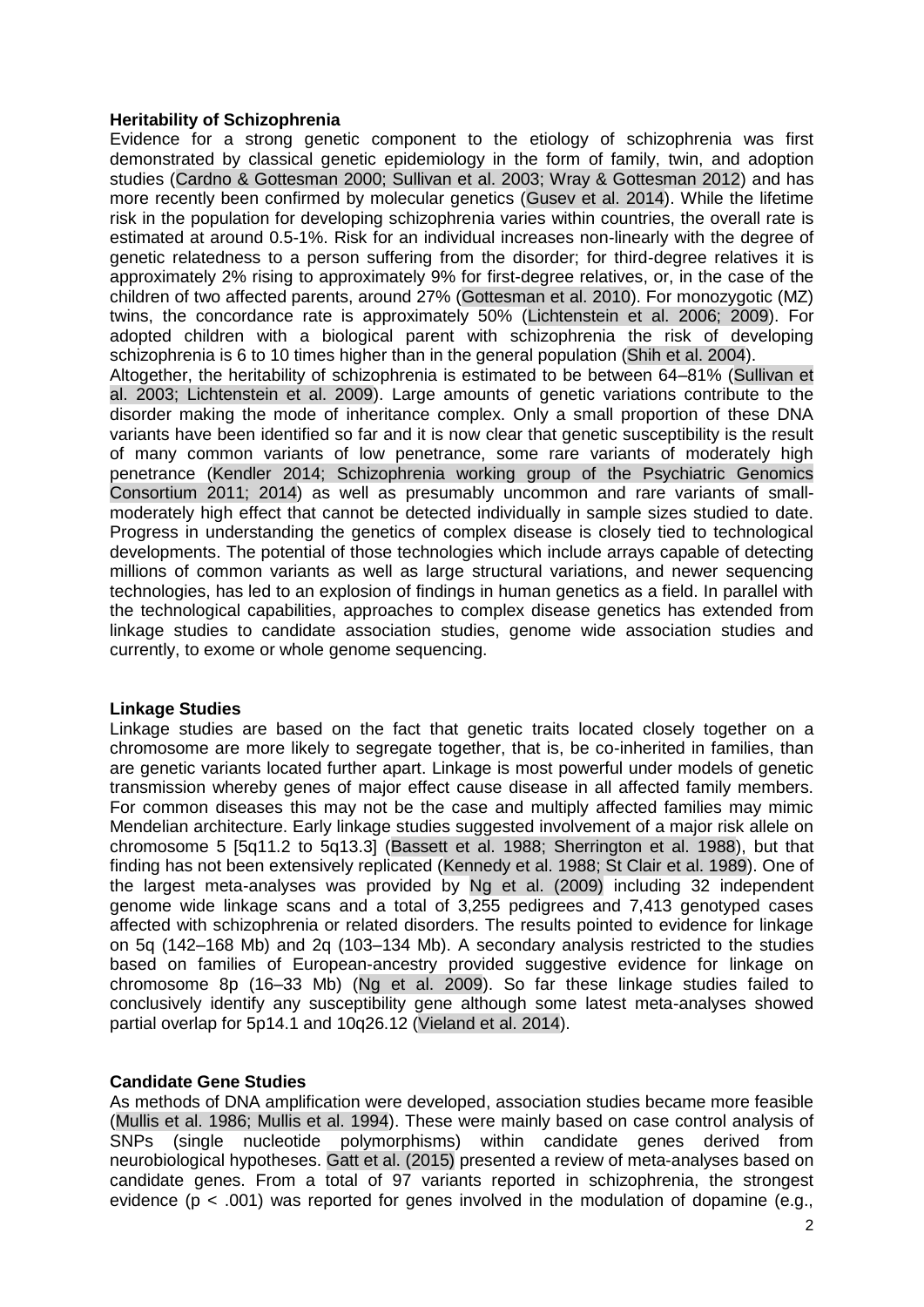**Heritability of Schizophrenia**

Evidence for a strong genetic component to the etiology of schizophrenia was first demonstrated by classical genetic epidemiology in the form of family, twin, and adoption studies (Cardno & Gottesman 2000; Sullivan et al. 2003; Wray & Gottesman 2012) and has more recently been confirmed by molecular genetics (Gusev et al. 2014). While the lifetime risk in the population for developing schizophrenia varies within countries, the overall rate is estimated at around 0.5-1%. Risk for an individual increases non-linearly with the degree of genetic relatedness to a person suffering from the disorder; for third-degree relatives it is approximately 2% rising to approximately 9% for first-degree relatives, or, in the case of the children of two affected parents, around 27% (Gottesman et al. 2010). For monozygotic (MZ) twins, the concordance rate is approximately 50% (Lichtenstein et al. 2006; 2009). For adopted children with a biological parent with schizophrenia the risk of developing schizophrenia is 6 to 10 times higher than in the general population (Shih et al. 2004).

Altogether, the heritability of schizophrenia is estimated to be between 64–81% (Sullivan et al. 2003; Lichtenstein et al. 2009). Large amounts of genetic variations contribute to the disorder making the mode of inheritance complex. Only a small proportion of these DNA variants have been identified so far and it is now clear that genetic susceptibility is the result of many common variants of low penetrance, some rare variants of moderately high penetrance (Kendler 2014; Schizophrenia working group of the Psychiatric Genomics Consortium 2011; 2014) as well as presumably uncommon and rare variants of small-moderately high effect that cannot be detected individually in sample sizes studied to date. Progress in understanding the genetics of complex disease is closely tied to technological developments. The potential of those technologies which include arrays capable of detecting millions of common variants as well as large structural variations, and newer sequencing technologies, has led to an explosion of findings in human genetics as a field. In parallel with the technological capabilities, approaches to complex disease genetics has extended from linkage studies to candidate association studies, genome wide association studies and currently, to exome or whole genome sequencing.

**Linkage Studies**

Linkage studies are based on the fact that genetic traits located closely together on a chromosome are more likely to segregate together, that is, be co-inherited in families, than are genetic variants located further apart. Linkage is most powerful under models of genetic transmission whereby genes of major effect cause disease in all affected family members. For common diseases this may not be the case and multiply affected families may mimic Mendelian architecture. Early linkage studies suggested involvement of a major risk allele on chromosome 5 [5q11.2 to 5q13.3] (Bassett et al. 1988; Sherrington et al. 1988), but that finding has not been extensively replicated (Kennedy et al. 1988; St Clair et al. 1989). One of the largest meta-analyses was provided by Ng et al. (2009) including 32 independent genome wide linkage scans and a total of 3,255 pedigrees and 7,413 genotyped cases affected with schizophrenia or related disorders. The results pointed to evidence for linkage on 5q (142–168 Mb) and 2q (103–134 Mb). A secondary analysis restricted to the studies based on families of European-ancestry provided suggestive evidence for linkage on chromosome 8p (16–33 Mb) (Ng et al. 2009). So far these linkage studies failed to conclusively identify any susceptibility gene although some latest meta-analyses showed partial overlap for 5p14.1 and 10q26.12 (Vieland et al. 2014).

**Candidate Gene Studies**

As methods of DNA amplification were developed, association studies became more feasible (Mullis et al. 1986; Mullis et al. 1994). These were mainly based on case control analysis of SNPs (single nucleotide polymorphisms) within candidate genes derived from neurobiological hypotheses. Gatt et al. (2015) presented a review of meta-analyses based on candidate genes. From a total of 97 variants reported in schizophrenia, the strongest evidence ($p < .001$) was reported for genes involved in the modulation of dopamine (e.g.,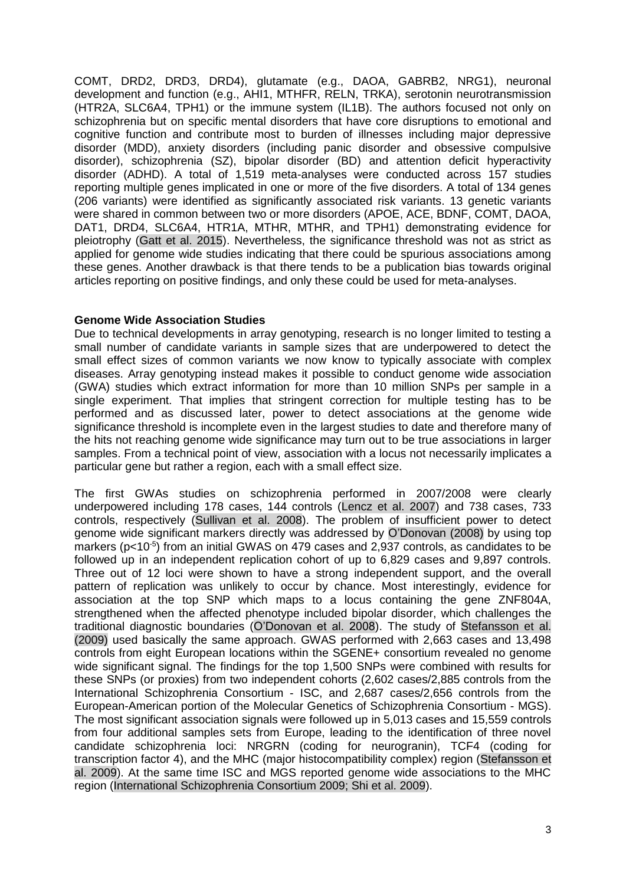COMT, DRD2, DRD3, DRD4), glutamate (e.g., DAOA, GABRB2, NRG1), neuronal development and function (e.g., AHI1, MTHFR, RELN, TRKA), serotonin neurotransmission (HTR2A, SLC6A4, TPH1) or the immune system (IL1B). The authors focused not only on schizophrenia but on specific mental disorders that have core disruptions to emotional and cognitive function and contribute most to burden of illnesses including major depressive disorder (MDD), anxiety disorders (including panic disorder and obsessive compulsive disorder), schizophrenia (SZ), bipolar disorder (BD) and attention deficit hyperactivity disorder (ADHD). A total of 1,519 meta-analyses were conducted across 157 studies reporting multiple genes implicated in one or more of the five disorders. A total of 134 genes (206 variants) were identified as significantly associated risk variants. 13 genetic variants were shared in common between two or more disorders (APOE, ACE, BDNF, COMT, DAOA, DAT1, DRD4, SLC6A4, HTR1A, MTHR, MTHR, and TPH1) demonstrating evidence for pleiotrophy (Gatt et al. 2015). Nevertheless, the significance threshold was not as strict as applied for genome wide studies indicating that there could be spurious associations among these genes. Another drawback is that there tends to be a publication bias towards original articles reporting on positive findings, and only these could be used for meta-analyses.

**Genome Wide Association Studies**

Due to technical developments in array genotyping, research is no longer limited to testing a small number of candidate variants in sample sizes that are underpowered to detect the small effect sizes of common variants we now know to typically associate with complex diseases. Array genotyping instead makes it possible to conduct genome wide association (GWA) studies which extract information for more than 10 million SNPs per sample in a single experiment. That implies that stringent correction for multiple testing has to be performed and as discussed later, power to detect associations at the genome wide significance threshold is incomplete even in the largest studies to date and therefore many of the hits not reaching genome wide significance may turn out to be true associations in larger samples. From a technical point of view, association with a locus not necessarily implicates a particular gene but rather a region, each with a small effect size.

The first GWAs studies on schizophrenia performed in 2007/2008 were clearly underpowered including 178 cases, 144 controls (Lencz et al. 2007) and 738 cases, 733 controls, respectively (Sullivan et al. 2008). The problem of insufficient power to detect genome wide significant markers directly was addressed by O'Donovan (2008) by using top markers ($p<10^{-5}$) from an initial GWAS on 479 cases and 2,937 controls, as candidates to be followed up in an independent replication cohort of up to 6,829 cases and 9,897 controls. Three out of 12 loci were shown to have a strong independent support, and the overall pattern of replication was unlikely to occur by chance. Most interestingly, evidence for association at the top SNP which maps to a locus containing the gene ZNF804A, strengthened when the affected phenotype included bipolar disorder, which challenges the traditional diagnostic boundaries (O'Donovan et al. 2008). The study of Stefansson et al. (2009) used basically the same approach. GWAS performed with 2,663 cases and 13,498 controls from eight European locations within the SGENE+ consortium revealed no genome wide significant signal. The findings for the top 1,500 SNPs were combined with results for these SNPs (or proxies) from two independent cohorts (2,602 cases/2,885 controls from the International Schizophrenia Consortium - ISC, and 2,687 cases/2,656 controls from the European-American portion of the Molecular Genetics of Schizophrenia Consortium - MGS). The most significant association signals were followed up in 5,013 cases and 15,559 controls from four additional samples sets from Europe, leading to the identification of three novel candidate schizophrenia loci: NRGRN (coding for neurogranin), TCF4 (coding for transcription factor 4), and the MHC (major histocompatibility complex) region (Stefansson et al. 2009). At the same time ISC and MGS reported genome wide associations to the MHC region (International Schizophrenia Consortium 2009; Shi et al. 2009).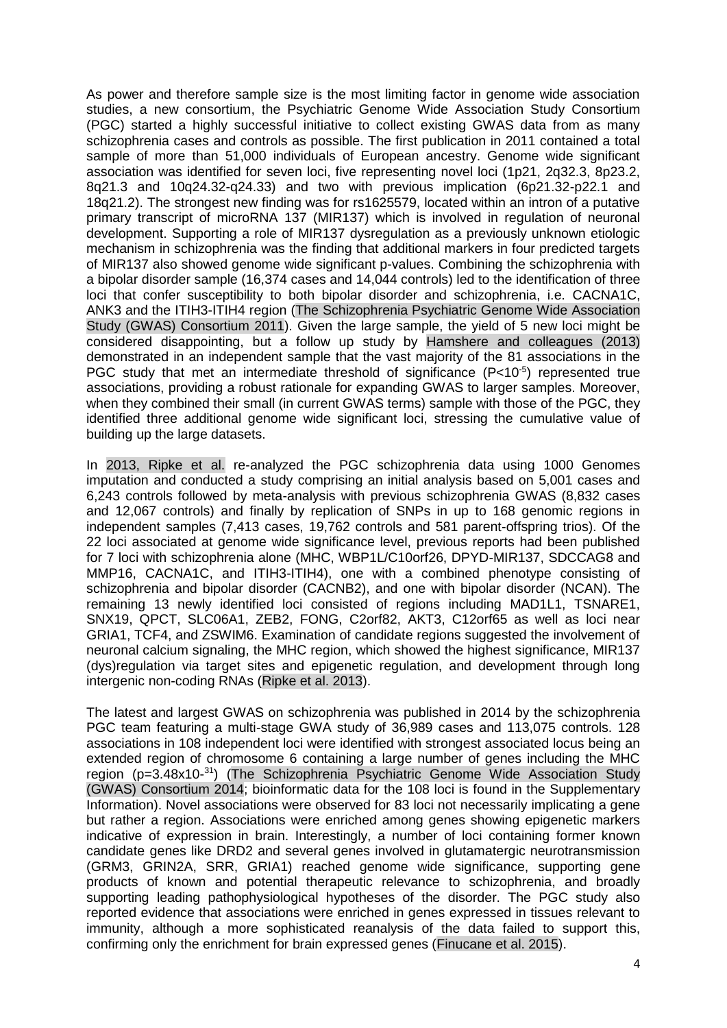As power and therefore sample size is the most limiting factor in genome wide association studies, a new consortium, the Psychiatric Genome Wide Association Study Consortium (PGC) started a highly successful initiative to collect existing GWAS data from as many schizophrenia cases and controls as possible. The first publication in 2011 contained a total sample of more than 51,000 individuals of European ancestry. Genome wide significant association was identified for seven loci, five representing novel loci (1p21, 2q32.3, 8p23.2, 8q21.3 and 10q24.32-q24.33) and two with previous implication (6p21.32-p22.1 and 18q21.2). The strongest new finding was for rs1625579, located within an intron of a putative primary transcript of microRNA 137 (MIR137) which is involved in regulation of neuronal development. Supporting a role of MIR137 dysregulation as a previously unknown etiologic mechanism in schizophrenia was the finding that additional markers in four predicted targets of MIR137 also showed genome wide significant p-values. Combining the schizophrenia with a bipolar disorder sample (16,374 cases and 14,044 controls) led to the identification of three loci that confer susceptibility to both bipolar disorder and schizophrenia, i.e. CACNA1C, ANK3 and the ITIH3-ITIH4 region (The Schizophrenia Psychiatric Genome Wide Association Study (GWAS) Consortium 2011). Given the large sample, the yield of 5 new loci might be considered disappointing, but a follow up study by Hamshere and colleagues (2013) demonstrated in an independent sample that the vast majority of the 81 associations in the PGC study that met an intermediate threshold of significance ($P<10^{-5}$) represented true associations, providing a robust rationale for expanding GWAS to larger samples. Moreover, when they combined their small (in current GWAS terms) sample with those of the PGC, they identified three additional genome wide significant loci, stressing the cumulative value of building up the large datasets.

In 2013, Ripke et al. re-analyzed the PGC schizophrenia data using 1000 Genomes imputation and conducted a study comprising an initial analysis based on 5,001 cases and 6,243 controls followed by meta-analysis with previous schizophrenia GWAS (8,832 cases and 12,067 controls) and finally by replication of SNPs in up to 168 genomic regions in independent samples (7,413 cases, 19,762 controls and 581 parent-offspring trios). Of the 22 loci associated at genome wide significance level, previous reports had been published for 7 loci with schizophrenia alone (MHC, WBP1L/C10orf26, DPYD-MIR137, SDCCAG8 and MMP16, CACNA1C, and ITIH3-ITIH4), one with a combined phenotype consisting of schizophrenia and bipolar disorder (CACNB2), and one with bipolar disorder (NCAN). The remaining 13 newly identified loci consisted of regions including MAD1L1, TSNARE1, SNX19, QPCT, SLC06A1, ZEB2, FONG, C2orf82, AKT3, C12orf65 as well as loci near GRIA1, TCF4, and ZSWIM6. Examination of candidate regions suggested the involvement of neuronal calcium signaling, the MHC region, which showed the highest significance, MIR137 (dys)regulation via target sites and epigenetic regulation, and development through long intergenic non-coding RNAs (Ripke et al. 2013).

The latest and largest GWAS on schizophrenia was published in 2014 by the schizophrenia PGC team featuring a multi-stage GWA study of 36,989 cases and 113,075 controls. 128 associations in 108 independent loci were identified with strongest associated locus being an extended region of chromosome 6 containing a large number of genes including the MHC region ($p=3.48x10^{-31}$) (The Schizophrenia Psychiatric Genome Wide Association Study (GWAS) Consortium 2014; bioinformatic data for the 108 loci is found in the Supplementary Information). Novel associations were observed for 83 loci not necessarily implicating a gene but rather a region. Associations were enriched among genes showing epigenetic markers indicative of expression in brain. Interestingly, a number of loci containing former known candidate genes like DRD2 and several genes involved in glutamatergic neurotransmission (GRM3, GRIN2A, SRR, GRIA1) reached genome wide significance, supporting gene products of known and potential therapeutic relevance to schizophrenia, and broadly supporting leading pathophysiological hypotheses of the disorder. The PGC study also reported evidence that associations were enriched in genes expressed in tissues relevant to immunity, although a more sophisticated reanalysis of the data failed to support this, confirming only the enrichment for brain expressed genes (Finucane et al. 2015).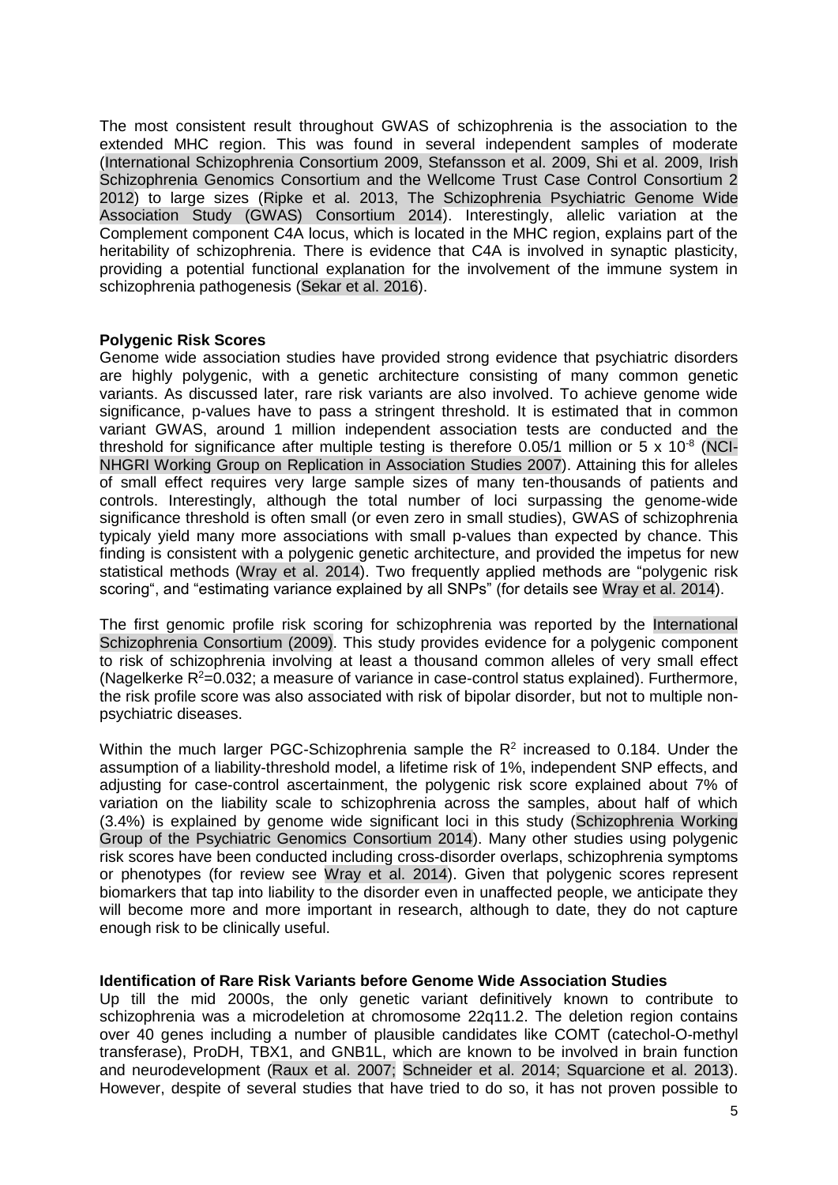The most consistent result throughout GWAS of schizophrenia is the association to the extended MHC region. This was found in several independent samples of moderate (International Schizophrenia Consortium 2009, Stefansson et al. 2009, Shi et al. 2009, Irish Schizophrenia Genomics Consortium and the Wellcome Trust Case Control Consortium 2 2012) to large sizes (Ripke et al. 2013, The Schizophrenia Psychiatric Genome Wide Association Study (GWAS) Consortium 2014). Interestingly, allelic variation at the Complement component C4A locus, which is located in the MHC region, explains part of the heritability of schizophrenia. There is evidence that C4A is involved in synaptic plasticity, providing a potential functional explanation for the involvement of the immune system in schizophrenia pathogenesis (Sekar et al. 2016).

**Polygenic Risk Scores**

Genome wide association studies have provided strong evidence that psychiatric disorders are highly polygenic, with a genetic architecture consisting of many common genetic variants. As discussed later, rare risk variants are also involved. To achieve genome wide significance, p-values have to pass a stringent threshold. It is estimated that in common variant GWAS, around 1 million independent association tests are conducted and the threshold for significance after multiple testing is therefore 0.05/1 million or $5 \times 10^{-8}$ (NCI-NHGRI Working Group on Replication in Association Studies 2007). Attaining this for alleles of small effect requires very large sample sizes of many ten-thousands of patients and controls. Interestingly, although the total number of loci surpassing the genome-wide significance threshold is often small (or even zero in small studies), GWAS of schizophrenia typicaly yield many more associations with small p-values than expected by chance. This finding is consistent with a polygenic genetic architecture, and provided the impetus for new statistical methods (Wray et al. 2014). Two frequently applied methods are "polygenic risk scoring", and "estimating variance explained by all SNPs" (for details see Wray et al. 2014).

The first genomic profile risk scoring for schizophrenia was reported by the International Schizophrenia Consortium (2009). This study provides evidence for a polygenic component to risk of schizophrenia involving at least a thousand common alleles of very small effect (Nagelkerke $R^2$=0.032; a measure of variance in case-control status explained). Furthermore, the risk profile score was also associated with risk of bipolar disorder, but not to multiple non-psychiatric diseases.

Within the much larger PGC-Schizophrenia sample the $R^2$ increased to 0.184. Under the assumption of a liability-threshold model, a lifetime risk of 1%, independent SNP effects, and adjusting for case-control ascertainment, the polygenic risk score explained about 7% of variation on the liability scale to schizophrenia across the samples, about half of which (3.4%) is explained by genome wide significant loci in this study (Schizophrenia Working Group of the Psychiatric Genomics Consortium 2014). Many other studies using polygenic risk scores have been conducted including cross-disorder overlaps, schizophrenia symptoms or phenotypes (for review see Wray et al. 2014). Given that polygenic scores represent biomarkers that tap into liability to the disorder even in unaffected people, we anticipate they will become more and more important in research, although to date, they do not capture enough risk to be clinically useful.

**Identification of Rare Risk Variants before Genome Wide Association Studies**

Up till the mid 2000s, the only genetic variant definitively known to contribute to schizophrenia was a microdeletion at chromosome 22q11.2. The deletion region contains over 40 genes including a number of plausible candidates like COMT (catechol-O-methyl transferase), ProDH, TBX1, and GNB1L, which are known to be involved in brain function and neurodevelopment (Raux et al. 2007; Schneider et al. 2014; Squarcione et al. 2013). However, despite of several studies that have tried to do so, it has not proven possible to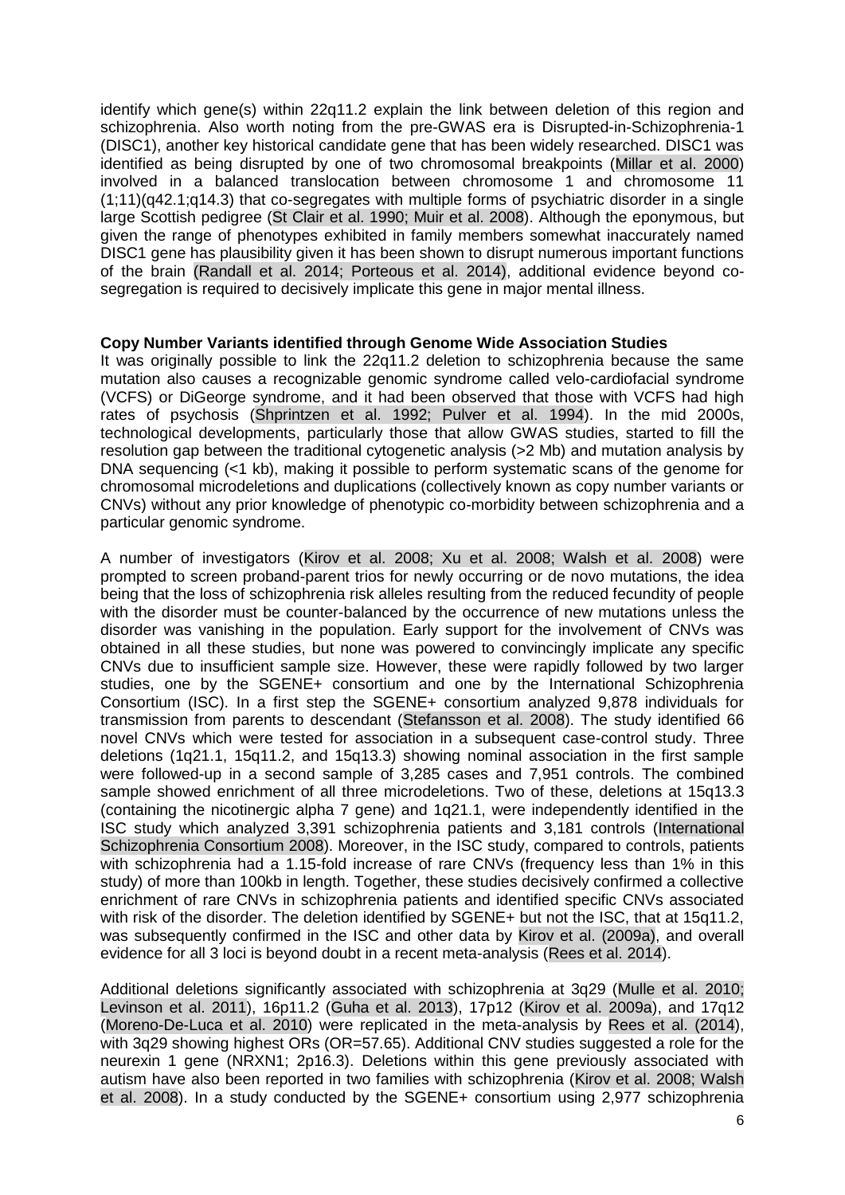identify which gene(s) within 22q11.2 explain the link between deletion of this region and schizophrenia. Also worth noting from the pre-GWAS era is Disrupted-in-Schizophrenia-1 (DISC1), another key historical candidate gene that has been widely researched. DISC1 was identified as being disrupted by one of two chromosomal breakpoints (Millar et al. 2000) involved in a balanced translocation between chromosome 1 and chromosome 11 (1;11)(q42.1;q14.3) that co-segregates with multiple forms of psychiatric disorder in a single large Scottish pedigree (St Clair et al. 1990; Muir et al. 2008). Although the eponymous, but given the range of phenotypes exhibited in family members somewhat inaccurately named DISC1 gene has plausibility given it has been shown to disrupt numerous important functions of the brain (Randall et al. 2014; Porteous et al. 2014), additional evidence beyond co-segregation is required to decisively implicate this gene in major mental illness.

**Copy Number Variants identified through Genome Wide Association Studies**

It was originally possible to link the 22q11.2 deletion to schizophrenia because the same mutation also causes a recognizable genomic syndrome called velo-cardiofacial syndrome (VCFS) or DiGeorge syndrome, and it had been observed that those with VCFS had high rates of psychosis (Shprintzen et al. 1992; Pulver et al. 1994). In the mid 2000s, technological developments, particularly those that allow GWAS studies, started to fill the resolution gap between the traditional cytogenetic analysis (>2 Mb) and mutation analysis by DNA sequencing (<1 kb), making it possible to perform systematic scans of the genome for chromosomal microdeletions and duplications (collectively known as copy number variants or CNVs) without any prior knowledge of phenotypic co-morbidity between schizophrenia and a particular genomic syndrome.

A number of investigators (Kirov et al. 2008; Xu et al. 2008; Walsh et al. 2008) were prompted to screen proband-parent trios for newly occurring or de novo mutations, the idea being that the loss of schizophrenia risk alleles resulting from the reduced fecundity of people with the disorder must be counter-balanced by the occurrence of new mutations unless the disorder was vanishing in the population. Early support for the involvement of CNVs was obtained in all these studies, but none was powered to convincingly implicate any specific CNVs due to insufficient sample size. However, these were rapidly followed by two larger studies, one by the SGENE+ consortium and one by the International Schizophrenia Consortium (ISC). In a first step the SGENE+ consortium analyzed 9,878 individuals for transmission from parents to descendant (Stefansson et al. 2008). The study identified 66 novel CNVs which were tested for association in a subsequent case-control study. Three deletions (1q21.1, 15q11.2, and 15q13.3) showing nominal association in the first sample were followed-up in a second sample of 3,285 cases and 7,951 controls. The combined sample showed enrichment of all three microdeletions. Two of these, deletions at 15q13.3 (containing the nicotinergic alpha 7 gene) and 1q21.1, were independently identified in the ISC study which analyzed 3,391 schizophrenia patients and 3,181 controls (International Schizophrenia Consortium 2008). Moreover, in the ISC study, compared to controls, patients with schizophrenia had a 1.15-fold increase of rare CNVs (frequency less than 1% in this study) of more than 100kb in length. Together, these studies decisively confirmed a collective enrichment of rare CNVs in schizophrenia patients and identified specific CNVs associated with risk of the disorder. The deletion identified by SGENE+ but not the ISC, that at 15q11.2, was subsequently confirmed in the ISC and other data by Kirov et al. (2009a), and overall evidence for all 3 loci is beyond doubt in a recent meta-analysis (Rees et al. 2014).

Additional deletions significantly associated with schizophrenia at 3q29 (Mulle et al. 2010; Levinson et al. 2011), 16p11.2 (Guha et al. 2013), 17p12 (Kirov et al. 2009a), and 17q12 (Moreno-De-Luca et al. 2010) were replicated in the meta-analysis by Rees et al. (2014), with 3q29 showing highest ORs (OR=57.65). Additional CNV studies suggested a role for the neurexin 1 gene (NRXN1; 2p16.3). Deletions within this gene previously associated with autism have also been reported in two families with schizophrenia (Kirov et al. 2008; Walsh et al. 2008). In a study conducted by the SGENE+ consortium using 2,977 schizophrenia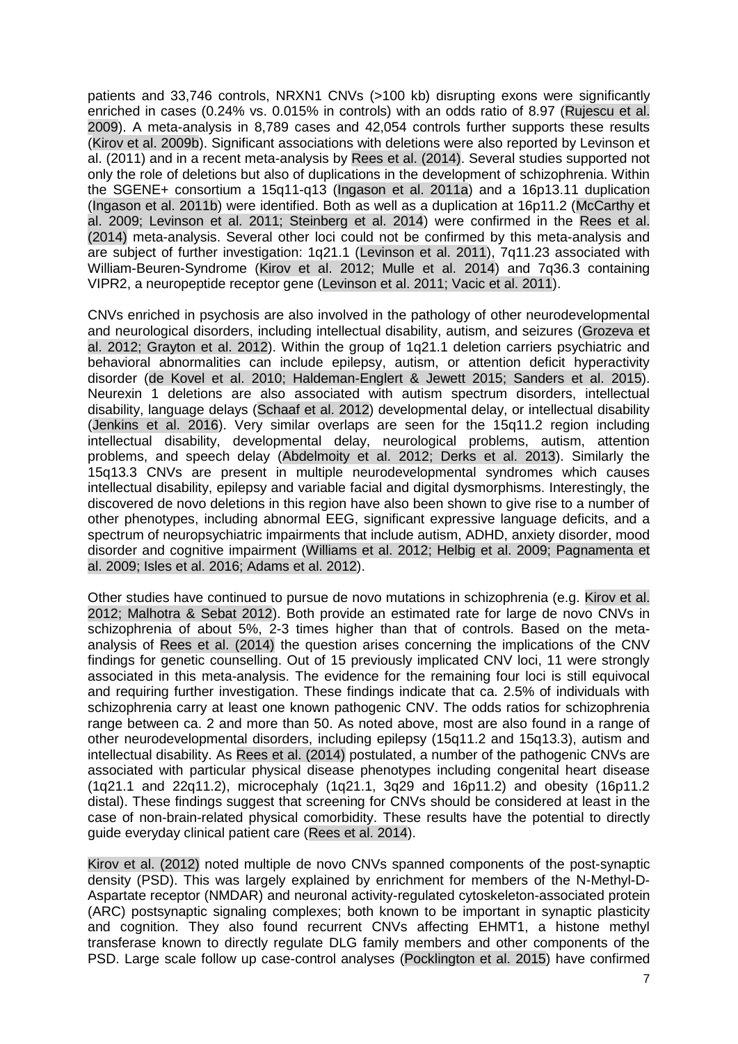patients and 33,746 controls, NRXN1 CNVs (>100 kb) disrupting exons were significantly enriched in cases (0.24% vs. 0.015% in controls) with an odds ratio of 8.97 (Rujescu et al. 2009). A meta-analysis in 8,789 cases and 42,054 controls further supports these results (Kirov et al. 2009b). Significant associations with deletions were also reported by Levinson et al. (2011) and in a recent meta-analysis by Rees et al. (2014). Several studies supported not only the role of deletions but also of duplications in the development of schizophrenia. Within the SGENE+ consortium a 15q11-q13 (Ingason et al. 2011a) and a 16p13.11 duplication (Ingason et al. 2011b) were identified. Both as well as a duplication at 16p11.2 (McCarthy et al. 2009; Levinson et al. 2011; Steinberg et al. 2014) were confirmed in the Rees et al. (2014) meta-analysis. Several other loci could not be confirmed by this meta-analysis and are subject of further investigation: 1q21.1 (Levinson et al. 2011), 7q11.23 associated with William-Beuren-Syndrome (Kirov et al. 2012; Mulle et al. 2014) and 7q36.3 containing VIPR2, a neuropeptide receptor gene (Levinson et al. 2011; Vacic et al. 2011).

CNVs enriched in psychosis are also involved in the pathology of other neurodevelopmental and neurological disorders, including intellectual disability, autism, and seizures (Grozeva et al. 2012; Grayton et al. 2012). Within the group of 1q21.1 deletion carriers psychiatric and behavioral abnormalities can include epilepsy, autism, or attention deficit hyperactivity disorder (de Kovel et al. 2010; Haldeman-Englert & Jewett 2015; Sanders et al. 2015). Neurexin 1 deletions are also associated with autism spectrum disorders, intellectual disability, language delays (Schaaf et al. 2012) developmental delay, or intellectual disability (Jenkins et al. 2016). Very similar overlaps are seen for the 15q11.2 region including intellectual disability, developmental delay, neurological problems, autism, attention problems, and speech delay (Abdelmoity et al. 2012; Derks et al. 2013). Similarly the 15q13.3 CNVs are present in multiple neurodevelopmental syndromes which causes intellectual disability, epilepsy and variable facial and digital dysmorphisms. Interestingly, the discovered de novo deletions in this region have also been shown to give rise to a number of other phenotypes, including abnormal EEG, significant expressive language deficits, and a spectrum of neuropsychiatric impairments that include autism, ADHD, anxiety disorder, mood disorder and cognitive impairment (Williams et al. 2012; Helbig et al. 2009; Pagnamenta et al. 2009; Isles et al. 2016; Adams et al. 2012).

Other studies have continued to pursue de novo mutations in schizophrenia (e.g. Kirov et al. 2012; Malhotra & Sebat 2012). Both provide an estimated rate for large de novo CNVs in schizophrenia of about 5%, 2-3 times higher than that of controls. Based on the meta-analysis of Rees et al. (2014) the question arises concerning the implications of the CNV findings for genetic counselling. Out of 15 previously implicated CNV loci, 11 were strongly associated in this meta-analysis. The evidence for the remaining four loci is still equivocal and requiring further investigation. These findings indicate that ca. 2.5% of individuals with schizophrenia carry at least one known pathogenic CNV. The odds ratios for schizophrenia range between ca. 2 and more than 50. As noted above, most are also found in a range of other neurodevelopmental disorders, including epilepsy (15q11.2 and 15q13.3), autism and intellectual disability. As Rees et al. (2014) postulated, a number of the pathogenic CNVs are associated with particular physical disease phenotypes including congenital heart disease (1q21.1 and 22q11.2), microcephaly (1q21.1, 3q29 and 16p11.2) and obesity (16p11.2 distal). These findings suggest that screening for CNVs should be considered at least in the case of non-brain-related physical comorbidity. These results have the potential to directly guide everyday clinical patient care (Rees et al. 2014).

Kirov et al. (2012) noted multiple de novo CNVs spanned components of the post-synaptic density (PSD). This was largely explained by enrichment for members of the N-Methyl-D-Aspartate receptor (NMDAR) and neuronal activity-regulated cytoskeleton-associated protein (ARC) postsynaptic signaling complexes; both known to be important in synaptic plasticity and cognition. They also found recurrent CNVs affecting EHMT1, a histone methyl transferase known to directly regulate DLG family members and other components of the PSD. Large scale follow up case-control analyses (Pocklington et al. 2015) have confirmed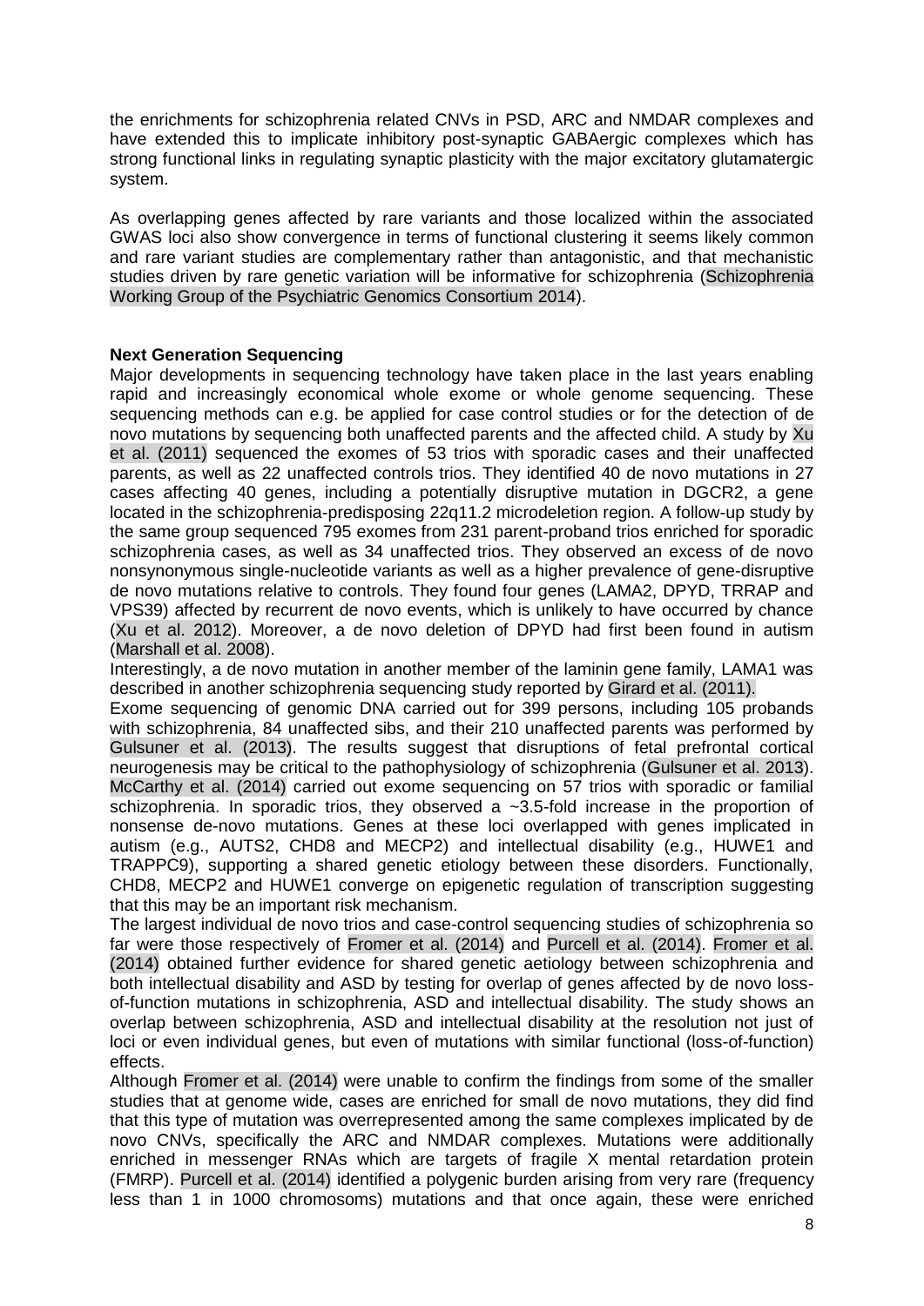the enrichments for schizophrenia related CNVs in PSD, ARC and NMDAR complexes and have extended this to implicate inhibitory post-synaptic GABAergic complexes which has strong functional links in regulating synaptic plasticity with the major excitatory glutamatergic system.

As overlapping genes affected by rare variants and those localized within the associated GWAS loci also show convergence in terms of functional clustering it seems likely common and rare variant studies are complementary rather than antagonistic, and that mechanistic studies driven by rare genetic variation will be informative for schizophrenia (Schizophrenia Working Group of the Psychiatric Genomics Consortium 2014).

**Next Generation Sequencing**

Major developments in sequencing technology have taken place in the last years enabling rapid and increasingly economical whole exome or whole genome sequencing. These sequencing methods can e.g. be applied for case control studies or for the detection of de novo mutations by sequencing both unaffected parents and the affected child. A study by Xu et al. (2011) sequenced the exomes of 53 trios with sporadic cases and their unaffected parents, as well as 22 unaffected controls trios. They identified 40 de novo mutations in 27 cases affecting 40 genes, including a potentially disruptive mutation in DGCR2, a gene located in the schizophrenia-predisposing 22q11.2 microdeletion region. A follow-up study by the same group sequenced 795 exomes from 231 parent-proband trios enriched for sporadic schizophrenia cases, as well as 34 unaffected trios. They observed an excess of de novo nonsynonymous single-nucleotide variants as well as a higher prevalence of gene-disruptive de novo mutations relative to controls. They found four genes (LAMA2, DPYD, TRRAP and VPS39) affected by recurrent de novo events, which is unlikely to have occurred by chance (Xu et al. 2012). Moreover, a de novo deletion of DPYD had first been found in autism (Marshall et al. 2008).

Interestingly, a de novo mutation in another member of the laminin gene family, LAMA1 was described in another schizophrenia sequencing study reported by Girard et al. (2011).

Exome sequencing of genomic DNA carried out for 399 persons, including 105 probands with schizophrenia, 84 unaffected sibs, and their 210 unaffected parents was performed by Gulsuner et al. (2013). The results suggest that disruptions of fetal prefrontal cortical neurogenesis may be critical to the pathophysiology of schizophrenia (Gulsuner et al. 2013). McCarthy et al. (2014) carried out exome sequencing on 57 trios with sporadic or familial schizophrenia. In sporadic trios, they observed a ~3.5-fold increase in the proportion of nonsense de-novo mutations. Genes at these loci overlapped with genes implicated in autism (e.g., AUTS2, CHD8 and MECP2) and intellectual disability (e.g., HUWE1 and TRAPPC9), supporting a shared genetic etiology between these disorders. Functionally, CHD8, MECP2 and HUWE1 converge on epigenetic regulation of transcription suggesting that this may be an important risk mechanism.

The largest individual de novo trios and case-control sequencing studies of schizophrenia so far were those respectively of Fromer et al. (2014) and Purcell et al. (2014). Fromer et al. (2014) obtained further evidence for shared genetic aetiology between schizophrenia and both intellectual disability and ASD by testing for overlap of genes affected by de novo loss-of-function mutations in schizophrenia, ASD and intellectual disability. The study shows an overlap between schizophrenia, ASD and intellectual disability at the resolution not just of loci or even individual genes, but even of mutations with similar functional (loss-of-function) effects.

Although Fromer et al. (2014) were unable to confirm the findings from some of the smaller studies that at genome wide, cases are enriched for small de novo mutations, they did find that this type of mutation was overrepresented among the same complexes implicated by de novo CNVs, specifically the ARC and NMDAR complexes. Mutations were additionally enriched in messenger RNAs which are targets of fragile X mental retardation protein (FMRP). Purcell et al. (2014) identified a polygenic burden arising from very rare (frequency less than 1 in 1000 chromosoms) mutations and that once again, these were enriched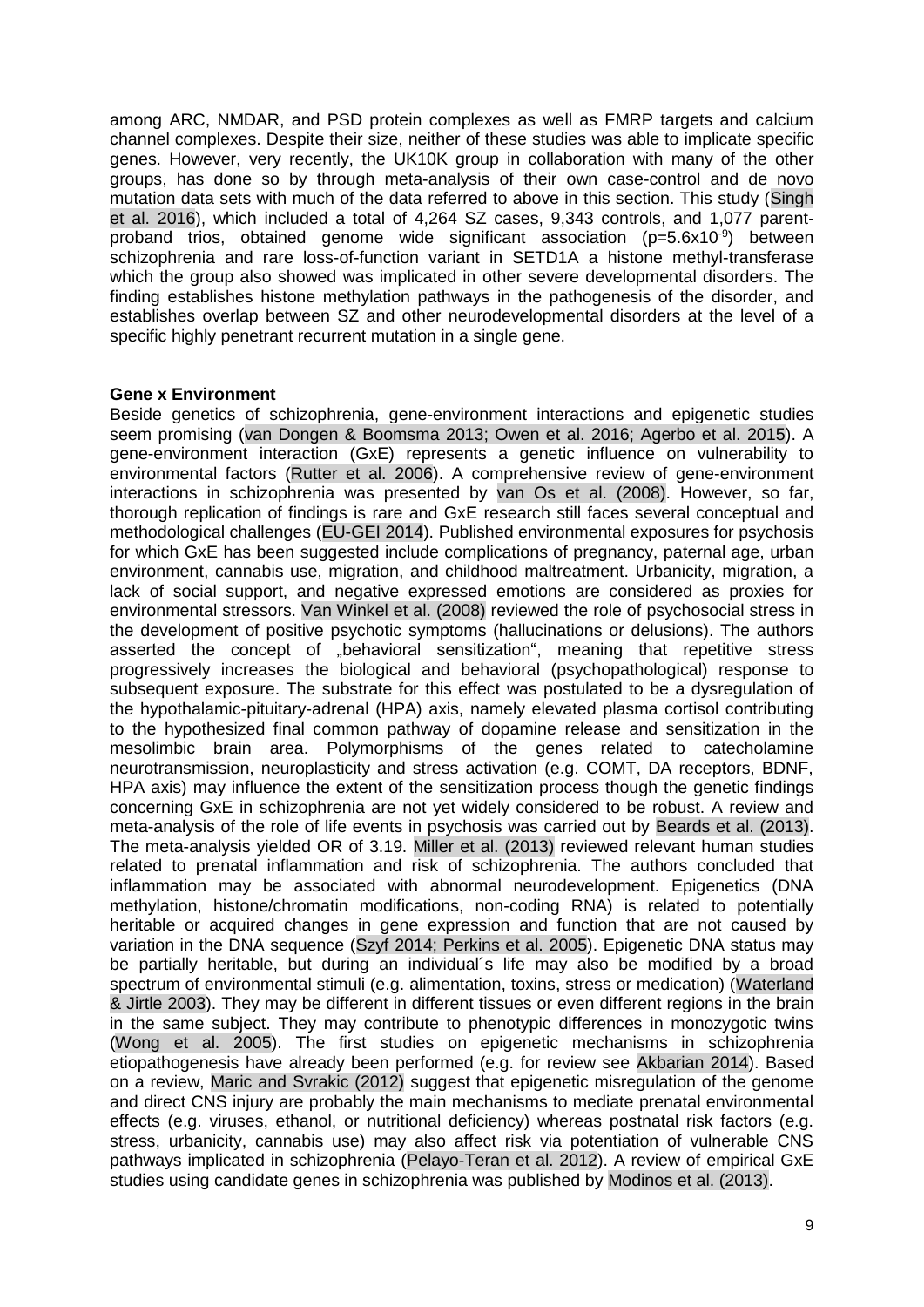among ARC, NMDAR, and PSD protein complexes as well as FMRP targets and calcium channel complexes. Despite their size, neither of these studies was able to implicate specific genes. However, very recently, the UK10K group in collaboration with many of the other groups, has done so by through meta-analysis of their own case-control and de novo mutation data sets with much of the data referred to above in this section. This study (Singh et al. 2016), which included a total of 4,264 SZ cases, 9,343 controls, and 1,077 parent-proband trios, obtained genome wide significant association ($p=5.6x10^{-9}$) between schizophrenia and rare loss-of-function variant in SETD1A a histone methyl-transferase which the group also showed was implicated in other severe developmental disorders. The finding establishes histone methylation pathways in the pathogenesis of the disorder, and establishes overlap between SZ and other neurodevelopmental disorders at the level of a specific highly penetrant recurrent mutation in a single gene.

**Gene x Environment**

Beside genetics of schizophrenia, gene-environment interactions and epigenetic studies seem promising (van Dongen & Boomsma 2013; Owen et al. 2016; Agerbo et al. 2015). A gene-environment interaction (GxE) represents a genetic influence on vulnerability to environmental factors (Rutter et al. 2006). A comprehensive review of gene-environment interactions in schizophrenia was presented by van Os et al. (2008). However, so far, thorough replication of findings is rare and GxE research still faces several conceptual and methodological challenges (EU-GEI 2014). Published environmental exposures for psychosis for which GxE has been suggested include complications of pregnancy, paternal age, urban environment, cannabis use, migration, and childhood maltreatment. Urbanicity, migration, a lack of social support, and negative expressed emotions are considered as proxies for environmental stressors. Van Winkel et al. (2008) reviewed the role of psychosocial stress in the development of positive psychotic symptoms (hallucinations or delusions). The authors asserted the concept of „behavioral sensitization“, meaning that repetitive stress progressively increases the biological and behavioral (psychopathological) response to subsequent exposure. The substrate for this effect was postulated to be a dysregulation of the hypothalamic-pituitary-adrenal (HPA) axis, namely elevated plasma cortisol contributing to the hypothesized final common pathway of dopamine release and sensitization in the mesolimbic brain area. Polymorphisms of the genes related to catecholamine neurotransmission, neuroplasticity and stress activation (e.g. COMT, DA receptors, BDNF, HPA axis) may influence the extent of the sensitization process though the genetic findings concerning GxE in schizophrenia are not yet widely considered to be robust. A review and meta-analysis of the role of life events in psychosis was carried out by Beards et al. (2013). The meta-analysis yielded OR of 3.19. Miller et al. (2013) reviewed relevant human studies related to prenatal inflammation and risk of schizophrenia. The authors concluded that inflammation may be associated with abnormal neurodevelopment. Epigenetics (DNA methylation, histone/chromatin modifications, non-coding RNA) is related to potentially heritable or acquired changes in gene expression and function that are not caused by variation in the DNA sequence (Szyf 2014; Perkins et al. 2005). Epigenetic DNA status may be partially heritable, but during an individual´s life may also be modified by a broad spectrum of environmental stimuli (e.g. alimentation, toxins, stress or medication) (Waterland & Jirtle 2003). They may be different in different tissues or even different regions in the brain in the same subject. They may contribute to phenotypic differences in monozygotic twins (Wong et al. 2005). The first studies on epigenetic mechanisms in schizophrenia etiopathogenesis have already been performed (e.g. for review see Akbarian 2014). Based on a review, Maric and Svrakic (2012) suggest that epigenetic misregulation of the genome and direct CNS injury are probably the main mechanisms to mediate prenatal environmental effects (e.g. viruses, ethanol, or nutritional deficiency) whereas postnatal risk factors (e.g. stress, urbanicity, cannabis use) may also affect risk via potentiation of vulnerable CNS pathways implicated in schizophrenia (Pelayo-Teran et al. 2012). A review of empirical GxE studies using candidate genes in schizophrenia was published by Modinos et al. (2013).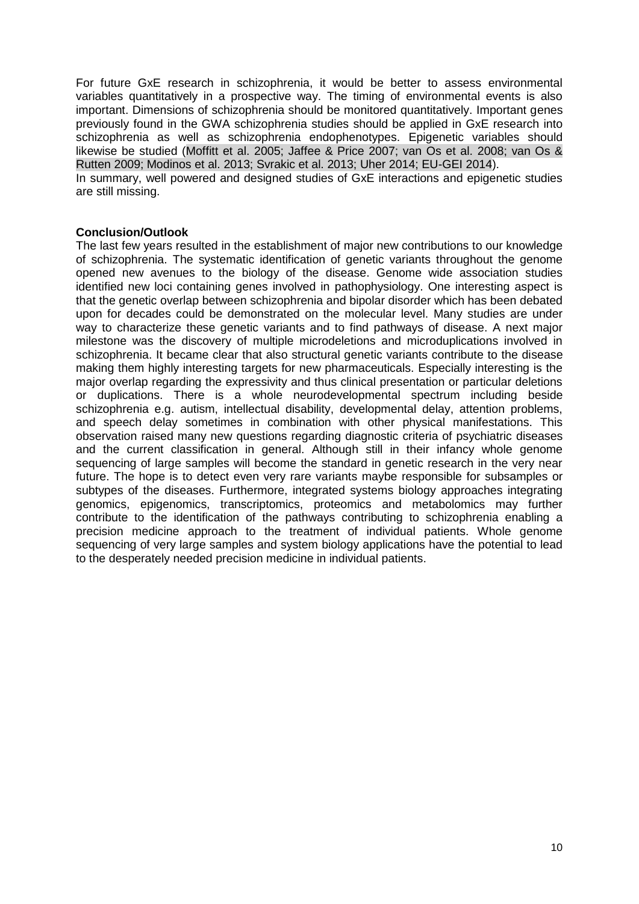For future GxE research in schizophrenia, it would be better to assess environmental variables quantitatively in a prospective way. The timing of environmental events is also important. Dimensions of schizophrenia should be monitored quantitatively. Important genes previously found in the GWA schizophrenia studies should be applied in GxE research into schizophrenia as well as schizophrenia endophenotypes. Epigenetic variables should likewise be studied (Moffitt et al. 2005; Jaffee & Price 2007; van Os et al. 2008; van Os & Rutten 2009; Modinos et al. 2013; Svrakic et al. 2013; Uher 2014; EU-GEI 2014).

In summary, well powered and designed studies of GxE interactions and epigenetic studies are still missing.

**Conclusion/Outlook**

The last few years resulted in the establishment of major new contributions to our knowledge of schizophrenia. The systematic identification of genetic variants throughout the genome opened new avenues to the biology of the disease. Genome wide association studies identified new loci containing genes involved in pathophysiology. One interesting aspect is that the genetic overlap between schizophrenia and bipolar disorder which has been debated upon for decades could be demonstrated on the molecular level. Many studies are under way to characterize these genetic variants and to find pathways of disease. A next major milestone was the discovery of multiple microdeletions and microduplications involved in schizophrenia. It became clear that also structural genetic variants contribute to the disease making them highly interesting targets for new pharmaceuticals. Especially interesting is the major overlap regarding the expressivity and thus clinical presentation or particular deletions or duplications. There is a whole neurodevelopmental spectrum including beside schizophrenia e.g. autism, intellectual disability, developmental delay, attention problems, and speech delay sometimes in combination with other physical manifestations. This observation raised many new questions regarding diagnostic criteria of psychiatric diseases and the current classification in general. Although still in their infancy whole genome sequencing of large samples will become the standard in genetic research in the very near future. The hope is to detect even very rare variants maybe responsible for subsamples or subtypes of the diseases. Furthermore, integrated systems biology approaches integrating genomics, epigenomics, transcriptomics, proteomics and metabolomics may further contribute to the identification of the pathways contributing to schizophrenia enabling a precision medicine approach to the treatment of individual patients. Whole genome sequencing of very large samples and system biology applications have the potential to lead to the desperately needed precision medicine in individual patients.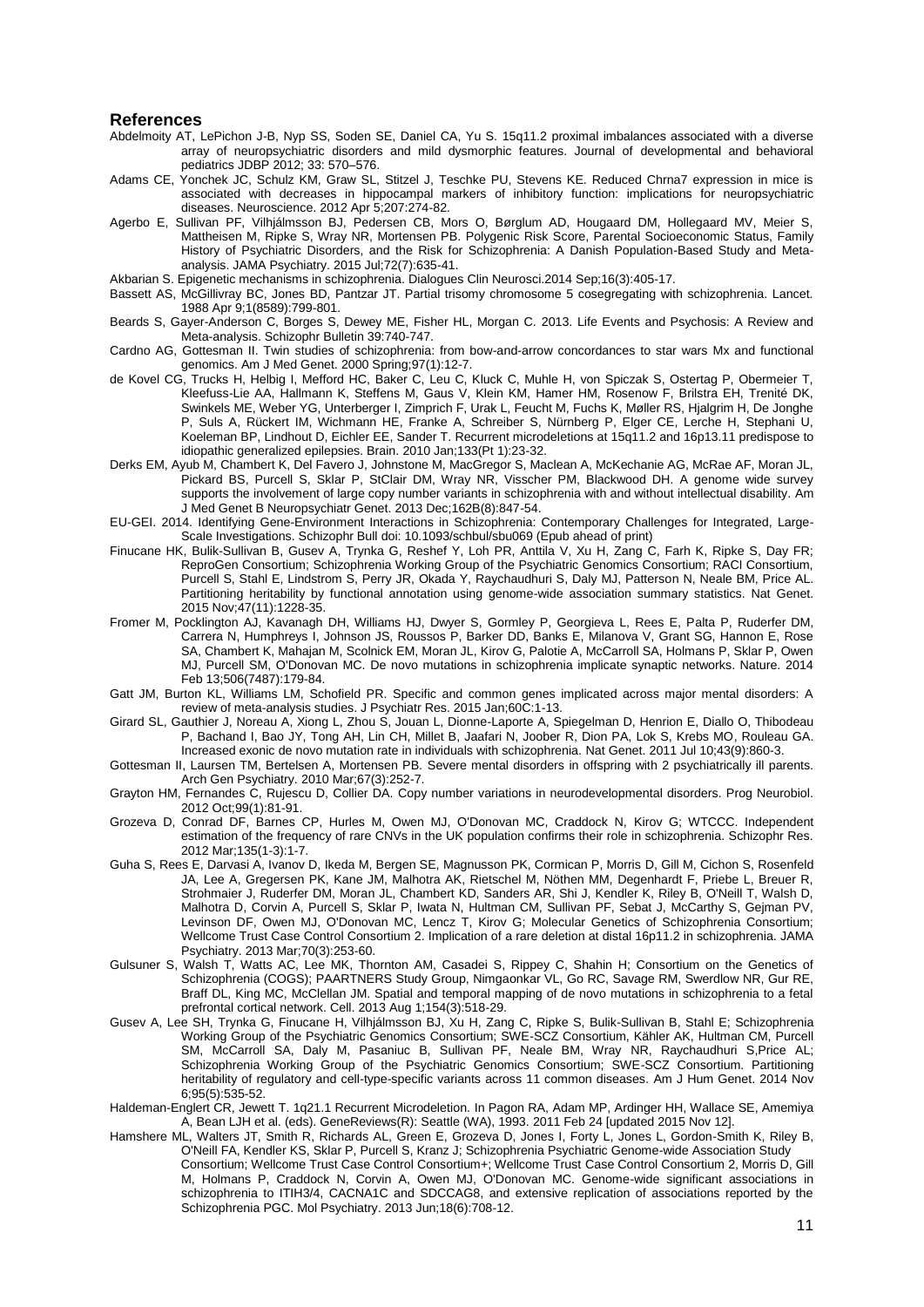## References

Abdelmoity AT, LePichon J-B, Nyp SS, Soden SE, Daniel CA, Yu S. 15q11.2 proximal imbalances associated with a diverse array of neuropsychiatric disorders and mild dysmorphic features. Journal of developmental and behavioral pediatrics JDBP 2012; 33: 570–576.

Adams CE, Yonchek JC, Schulz KM, Graw SL, Stitzel J, Teschke PU, Stevens KE. Reduced Chrna7 expression in mice is associated with decreases in hippocampal markers of inhibitory function: implications for neuropsychiatric diseases. Neuroscience. 2012 Apr 5;207:274-82.

Agerbo E, Sullivan PF, Vilhjálmsson BJ, Pedersen CB, Mors O, Børglum AD, Hougaard DM, Hollegaard MV, Meier S, Mattheisen M, Ripke S, Wray NR, Mortensen PB. Polygenic Risk Score, Parental Socioeconomic Status, Family History of Psychiatric Disorders, and the Risk for Schizophrenia: A Danish Population-Based Study and Meta-analysis. JAMA Psychiatry. 2015 Jul;72(7):635-41.

Akbarian S. Epigenetic mechanisms in schizophrenia. Dialogues Clin Neurosci.2014 Sep;16(3):405-17.

Bassett AS, McGillivray BC, Jones BD, Pantzar JT. Partial trisomy chromosome 5 cosegregating with schizophrenia. Lancet. 1988 Apr 9;1(8589):799-801.

Beards S, Gayer-Anderson C, Borges S, Dewey ME, Fisher HL, Morgan C. 2013. Life Events and Psychosis: A Review and Meta-analysis. Schizophr Bulletin 39:740-747.

Cardno AG, Gottesman II. Twin studies of schizophrenia: from bow-and-arrow concordances to star wars Mx and functional genomics. Am J Med Genet. 2000 Spring;97(1):12-7.

de Kovel CG, Trucks H, Helbig I, Mefford HC, Baker C, Leu C, Kluck C, Muhle H, von Spiczak S, Ostertag P, Obermeier T, Kleefuss-Lie AA, Hallmann K, Steffens M, Gaus V, Klein KM, Hamer HM, Rosenow F, Brilstra EH, Trenité DK, Swinkels ME, Weber YG, Unterberger I, Zimprich F, Urak L, Feucht M, Fuchs K, Møller RS, Hjalgrim H, De Jonghe P, Suls A, Rückert IM, Wichmann HE, Franke A, Schreiber S, Nürnberg P, Elger CE, Lerche H, Stephani U, Koeleman BP, Lindhout D, Eichler EE, Sander T. Recurrent microdeletions at 15q11.2 and 16p13.11 predispose to idiopathic generalized epilepsies. Brain. 2010 Jan;133(Pt 1):23-32.

Derks EM, Ayub M, Chambert K, Del Favero J, Johnstone M, MacGregor S, Maclean A, McKechanie AG, McRae AF, Moran JL, Pickard BS, Purcell S, Sklar P, StClair DM, Wray NR, Visscher PM, Blackwood DH. A genome wide survey supports the involvement of large copy number variants in schizophrenia with and without intellectual disability. Am J Med Genet B Neuropsychiatr Genet. 2013 Dec;162B(8):847-54.

EU-GEI. 2014. Identifying Gene-Environment Interactions in Schizophrenia: Contemporary Challenges for Integrated, Large-Scale Investigations. Schizophr Bull doi: 10.1093/schbul/sbu069 (Epub ahead of print)

Finucane HK, Bulik-Sullivan B, Gusev A, Trynka G, Reshef Y, Loh PR, Anttila V, Xu H, Zang C, Farh K, Ripke S, Day FR; ReproGen Consortium; Schizophrenia Working Group of the Psychiatric Genomics Consortium; RACI Consortium, Purcell S, Stahl E, Lindstrom S, Perry JR, Okada Y, Raychaudhuri S, Daly MJ, Patterson N, Neale BM, Price AL. Partitioning heritability by functional annotation using genome-wide association summary statistics. Nat Genet. 2015 Nov;47(11):1228-35.

Fromer M, Pocklington AJ, Kavanagh DH, Williams HJ, Dwyer S, Gormley P, Georgieva L, Rees E, Palta P, Ruderfer DM, Carrera N, Humphreys I, Johnson JS, Roussos P, Barker DD, Banks E, Milanova V, Grant SG, Hannon E, Rose SA, Chambert K, Mahajan M, Scolnick EM, Moran JL, Kirov G, Palotie A, McCarroll SA, Holmans P, Sklar P, Owen MJ, Purcell SM, O'Donovan MC. De novo mutations in schizophrenia implicate synaptic networks. Nature. 2014 Feb 13;506(7487):179-84.

Gatt JM, Burton KL, Williams LM, Schofield PR. Specific and common genes implicated across major mental disorders: A review of meta-analysis studies. J Psychiatr Res. 2015 Jan;60C:1-13.

Girard SL, Gauthier J, Noreau A, Xiong L, Zhou S, Jouan L, Dionne-Laporte A, Spiegelman D, Henrion E, Diallo O, Thibodeau P, Bachand I, Bao JY, Tong AH, Lin CH, Millet B, Jaafari N, Joober R, Dion PA, Lok S, Krebs MO, Rouleau GA. Increased exonic de novo mutation rate in individuals with schizophrenia. Nat Genet. 2011 Jul 10;43(9):860-3.

Gottesman II, Laursen TM, Bertelsen A, Mortensen PB. Severe mental disorders in offspring with 2 psychiatrically ill parents. Arch Gen Psychiatry. 2010 Mar;67(3):252-7.

Grayton HM, Fernandes C, Rujescu D, Collier DA. Copy number variations in neurodevelopmental disorders. Prog Neurobiol. 2012 Oct;99(1):81-91.

Grozeva D, Conrad DF, Barnes CP, Hurles M, Owen MJ, O'Donovan MC, Craddock N, Kirov G; WTCCC. Independent estimation of the frequency of rare CNVs in the UK population confirms their role in schizophrenia. Schizophr Res. 2012 Mar;135(1-3):1-7.

Guha S, Rees E, Darvasi A, Ivanov D, Ikeda M, Bergen SE, Magnusson PK, Cormican P, Morris D, Gill M, Cichon S, Rosenfeld JA, Lee A, Gregersen PK, Kane JM, Malhotra AK, Rietschel M, Nöthen MM, Degenhardt F, Priebe L, Breuer R, Strohmaier J, Ruderfer DM, Moran JL, Chambert KD, Sanders AR, Shi J, Kendler K, Riley B, O'Neill T, Walsh D, Malhotra D, Corvin A, Purcell S, Sklar P, Iwata N, Hultman CM, Sullivan PF, Sebat J, McCarthy S, Gejman PV, Levinson DF, Owen MJ, O'Donovan MC, Lencz T, Kirov G; Molecular Genetics of Schizophrenia Consortium; Wellcome Trust Case Control Consortium 2. Implication of a rare deletion at distal 16p11.2 in schizophrenia. JAMA Psychiatry. 2013 Mar;70(3):253-60.

Gulsuner S, Walsh T, Watts AC, Lee MK, Thornton AM, Casadei S, Rippey C, Shahin H; Consortium on the Genetics of Schizophrenia (COGS); PAARTNERS Study Group, Nimgaonkar VL, Go RC, Savage RM, Swerdlow NR, Gur RE, Braff DL, King MC, McClellan JM. Spatial and temporal mapping of de novo mutations in schizophrenia to a fetal prefrontal cortical network. Cell. 2013 Aug 1;154(3):518-29.

Gusev A, Lee SH, Trynka G, Finucane H, Vilhjálmsson BJ, Xu H, Zang C, Ripke S, Bulik-Sullivan B, Stahl E; Schizophrenia Working Group of the Psychiatric Genomics Consortium; SWE-SCZ Consortium, Kähler AK, Hultman CM, Purcell SM, McCarroll SA, Daly M, Pasaniuc B, Sullivan PF, Neale BM, Wray NR, Raychaudhuri S,Price AL; Schizophrenia Working Group of the Psychiatric Genomics Consortium; SWE-SCZ Consortium. Partitioning heritability of regulatory and cell-type-specific variants across 11 common diseases. Am J Hum Genet. 2014 Nov 6;95(5):535-52.

Haldeman-Englert CR, Jewett T. 1q21.1 Recurrent Microdeletion. In Pagon RA, Adam MP, Ardinger HH, Wallace SE, Amemiya A, Bean LJH et al. (eds). GeneReviews(R): Seattle (WA), 1993. 2011 Feb 24 [updated 2015 Nov 12].

Hamshere ML, Walters JT, Smith R, Richards AL, Green E, Grozeva D, Jones I, Forty L, Jones L, Gordon-Smith K, Riley B, O'Neill FA, Kendler KS, Sklar P, Purcell S, Kranz J; Schizophrenia Psychiatric Genome-wide Association Study Consortium; Wellcome Trust Case Control Consortium+; Wellcome Trust Case Control Consortium 2, Morris D, Gill M, Holmans P, Craddock N, Corvin A, Owen MJ, O'Donovan MC. Genome-wide significant associations in schizophrenia to ITIH3/4, CACNA1C and SDCCAG8, and extensive replication of associations reported by the Schizophrenia PGC. Mol Psychiatry. 2013 Jun;18(6):708-12.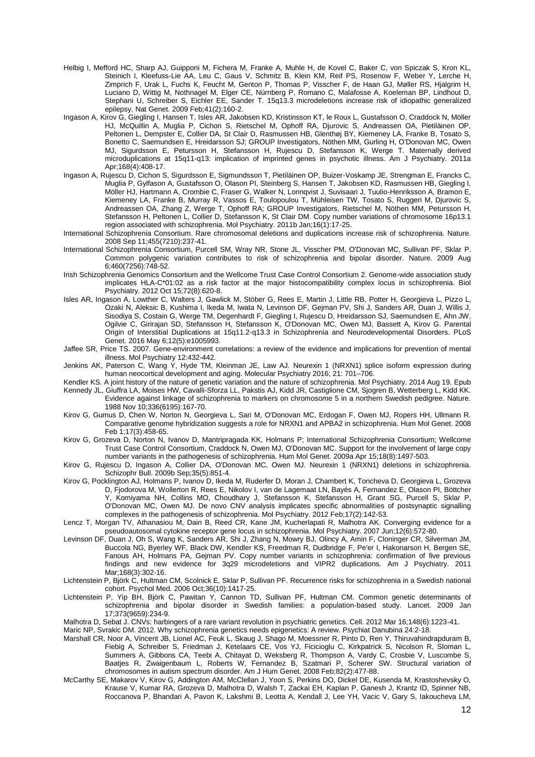Helbig I, Mefford HC, Sharp AJ, Guipponi M, Fichera M, Franke A, Muhle H, de Kovel C, Baker C, von Spiczak S, Kron KL, Steinich I, Kleefuss-Lie AA, Leu C, Gaus V, Schmitz B, Klein KM, Reif PS, Rosenow F, Weber Y, Lerche H, Zimprich F, Urak L, Fuchs K, Feucht M, Genton P, Thomas P, Visscher F, de Haan GJ, Møller RS, Hjalgrim H, Luciano D, Wittig M, Nothnagel M, Elger CE, Nürnberg P, Romano C, Malafosse A, Koeleman BP, Lindhout D, Stephani U, Schreiber S, Eichler EE, Sander T. 15q13.3 microdeletions increase risk of idiopathic generalized epilepsy. Nat Genet. 2009 Feb;41(2):160-2.

Ingason A, Kirov G, Giegling I, Hansen T, Isles AR, Jakobsen KD, Kristinsson KT, le Roux L, Gustafsson O, Craddock N, Möller HJ, McQuillin A, Muglia P, Cichon S, Rietschel M, Ophoff RA, Djurovic S, Andreassen OA, Pietiläinen OP, Peltonen L, Dempster E, Collier DA, St Clair D, Rasmussen HB, Glenthøj BY, Kiemeney LA, Franke B, Tosato S, Bonetto C, Saemundsen E, Hreidarsson SJ; GROUP Investigators, Nöthen MM, Gurling H, O'Donovan MC, Owen MJ, Sigurdsson E, Petursson H, Stefansson H, Rujescu D, Stefansson K, Werge T. Maternally derived microduplications at 15q11-q13: implication of imprinted genes in psychotic illness. Am J Psychiatry. 2011a Apr;168(4):408-17.

Ingason A, Rujescu D, Cichon S, Sigurdsson E, Sigmundsson T, Pietiläinen OP, Buizer-Voskamp JE, Strengman E, Francks C, Muglia P, Gylfason A, Gustafsson O, Olason PI, Steinberg S, Hansen T, Jakobsen KD, Rasmussen HB, Giegling I, Möller HJ, Hartmann A, Crombie C, Fraser G, Walker N, Lonnqvist J, Suvisaari J, Tuulio-Henriksson A, Bramon E, Kiemeney LA, Franke B, Murray R, Vassos E, Toulopoulou T, Mühleisen TW, Tosato S, Ruggeri M, Djurovic S, Andreassen OA, Zhang Z, Werge T, Ophoff RA; GROUP Investigators, Rietschel M, Nöthen MM, Petursson H, Stefansson H, Peltonen L, Collier D, Stefansson K, St Clair DM. Copy number variations of chromosome 16p13.1 region associated with schizophrenia. Mol Psychiatry. 2011b Jan;16(1):17-25.

International Schizophrenia Consortium. Rare chromosomal deletions and duplications increase risk of schizophrenia. Nature. 2008 Sep 11;455(7210):237-41.

International Schizophrenia Consortium, Purcell SM, Wray NR, Stone JL, Visscher PM, O'Donovan MC, Sullivan PF, Sklar P. Common polygenic variation contributes to risk of schizophrenia and bipolar disorder. Nature. 2009 Aug 6;460(7256):748-52.

Irish Schizophrenia Genomics Consortium and the Wellcome Trust Case Control Consortium 2. Genome-wide association study implicates HLA-C*01:02 as a risk factor at the major histocompatibility complex locus in schizophrenia. Biol Psychiatry. 2012 Oct 15;72(8):620-8.

Isles AR, Ingason A, Lowther C, Walters J, Gawlick M, Stöber G, Rees E, Martin J, Little RB, Potter H, Georgieva L, Pizzo L, Ozaki N, Aleksic B, Kushima I, Ikeda M, Iwata N, Levinson DF, Gejman PV, Shi J, Sanders AR, Duan J, Willis J, Sisodiya S, Costain G, Werge TM, Degenhardt F, Giegling I, Rujescu D, Hreidarsson SJ, Saemundsen E, Ahn JW, Ogilvie C, Girirajan SD, Stefansson H, Stefansson K, O'Donovan MC, Owen MJ, Bassett A, Kirov G. Parental Origin of Interstitial Duplications at 15q11.2-q13.3 in Schizophrenia and Neurodevelopmental Disorders. PLoS Genet. 2016 May 6;12(5):e1005993.

Jaffee SR, Price TS. 2007. Gene-environment correlations: a review of the evidence and implications for prevention of mental illness. Mol Psychiatry 12:432-442.

Jenkins AK, Paterson C, Wang Y, Hyde TM, Kleinman JE, Law AJ. Neurexin 1 (NRXN1) splice isoform expression during human neocortical development and aging. Molecular Psychiatry 2016; 21: 701–706.

Kendler KS. A joint history of the nature of genetic variation and the nature of schizophrenia. Mol Psychiatry. 2014 Aug 19. Epub

Kennedy JL, Giuffra LA, Moises HW, Cavalli-Sforza LL, Pakstis AJ, Kidd JR, Castiglione CM, Sjogren B, Wetterberg L, Kidd KK. Evidence against linkage of schizophrenia to markers on chromosome 5 in a northern Swedish pedigree. Nature. 1988 Nov 10;336(6195):167-70.

Kirov G, Gumus D, Chen W, Norton N, Georgieva L, Sari M, O'Donovan MC, Erdogan F, Owen MJ, Ropers HH, Ullmann R. Comparative genome hybridization suggests a role for NRXN1 and APBA2 in schizophrenia. Hum Mol Genet. 2008 Feb 1;17(3):458-65.

Kirov G, Grozeva D, Norton N, Ivanov D, Mantripragada KK, Holmans P; International Schizophrenia Consortium; Wellcome Trust Case Control Consortium, Craddock N, Owen MJ, O'Donovan MC. Support for the involvement of large copy number variants in the pathogenesis of schizophrenia. Hum Mol Genet. 2009a Apr 15;18(8):1497-503.

Kirov G, Rujescu D, Ingason A, Collier DA, O'Donovan MC, Owen MJ. Neurexin 1 (NRXN1) deletions in schizophrenia. Schizophr Bull. 2009b Sep;35(5):851-4.

Kirov G, Pocklington AJ, Holmans P, Ivanov D, Ikeda M, Ruderfer D, Moran J, Chambert K, Toncheva D, Georgieva L, Grozeva D, Fjodorova M, Wollerton R, Rees E, Nikolov I, van de Lagemaat LN, Bayés A, Fernandez E, Olason PI, Böttcher Y, Komiyama NH, Collins MO, Choudhary J, Stefansson K, Stefansson H, Grant SG, Purcell S, Sklar P, O'Donovan MC, Owen MJ. De novo CNV analysis implicates specific abnormalities of postsynaptic signalling complexes in the pathogenesis of schizophrenia. Mol Psychiatry. 2012 Feb;17(2):142-53.

Lencz T, Morgan TV, Athanasiou M, Dain B, Reed CR, Kane JM, Kucherlapati R, Malhotra AK. Converging evidence for a pseudoautosomal cytokine receptor gene locus in schizophrenia. Mol Psychiatry. 2007 Jun;12(6):572-80.

Levinson DF, Duan J, Oh S, Wang K, Sanders AR, Shi J, Zhang N, Mowry BJ, Olincy A, Amin F, Cloninger CR, Silverman JM, Buccola NG, Byerley WF, Black DW, Kendler KS, Freedman R, Dudbridge F, Pe'er I, Hakonarson H, Bergen SE, Fanous AH, Holmans PA, Gejman PV. Copy number variants in schizophrenia: confirmation of five previous findings and new evidence for 3q29 microdeletions and VIPR2 duplications. Am J Psychiatry. 2011 Mar;168(3):302-16.

Lichtenstein P, Björk C, Hultman CM, Scolnick E, Sklar P, Sullivan PF. Recurrence risks for schizophrenia in a Swedish national cohort. Psychol Med. 2006 Oct;36(10):1417-25.

Lichtenstein P, Yip BH, Björk C, Pawitan Y, Cannon TD, Sullivan PF, Hultman CM. Common genetic determinants of schizophrenia and bipolar disorder in Swedish families: a population-based study. Lancet. 2009 Jan 17;373(9659):234-9.

Malhotra D, Sebat J. CNVs: harbingers of a rare variant revolution in psychiatric genetics. Cell. 2012 Mar 16;148(6):1223-41.

Maric NP, Svrakic DM. 2012. Why schizophrenia genetics needs epigenetics: A review. Psychiat Danubina 24:2-18.

Marshall CR, Noor A, Vincent JB, Lionel AC, Feuk L, Skaug J, Shago M, Moessner R, Pinto D, Ren Y, Thiruvahindrapduram B, Fiebig A, Schreiber S, Friedman J, Ketelaars CE, Vos YJ, Ficicioglu C, Kirkpatrick S, Nicolson R, Sloman L, Summers A, Gibbons CA, Teebi A, Chitayat D, Weksberg R, Thompson A, Vardy C, Crosbie V, Luscombe S, Baatjes R, Zwaigenbaum L, Roberts W, Fernandez B, Szatmari P, Scherer SW. Structural variation of chromosomes in autism spectrum disorder. Am J Hum Genet. 2008 Feb;82(2):477-88.

McCarthy SE, Makarov V, Kirov G, Addington AM, McClellan J, Yoon S, Perkins DO, Dickel DE, Kusenda M, Krastoshevsky O, Krause V, Kumar RA, Grozeva D, Malhotra D, Walsh T, Zackai EH, Kaplan P, Ganesh J, Krantz ID, Spinner NB, Roccanova P, Bhandari A, Pavon K, Lakshmi B, Leotta A, Kendall J, Lee YH, Vacic V, Gary S, Iakoucheva LM,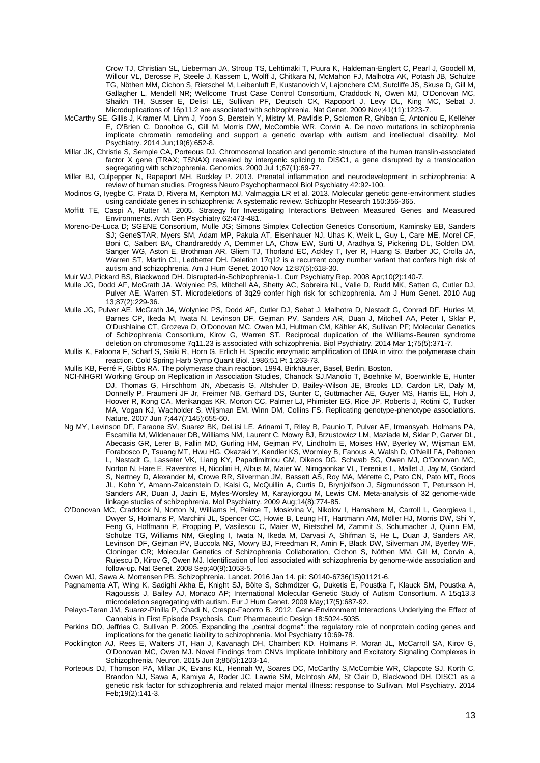Crow TJ, Christian SL, Lieberman JA, Stroup TS, Lehtimäki T, Puura K, Haldeman-Englert C, Pearl J, Goodell M, Willour VL, Derosse P, Steele J, Kassem L, Wolff J, Chitkara N, McMahon FJ, Malhotra AK, Potash JB, Schulze TG, Nöthen MM, Cichon S, Rietschel M, Leibenluft E, Kustanovich V, Lajonchere CM, Sutcliffe JS, Skuse D, Gill M, Gallagher L, Mendell NR; Wellcome Trust Case Control Consortium, Craddock N, Owen MJ, O'Donovan MC, Shaikh TH, Susser E, Delisi LE, Sullivan PF, Deutsch CK, Rapoport J, Levy DL, King MC, Sebat J. Microduplications of 16p11.2 are associated with schizophrenia. Nat Genet. 2009 Nov;41(11):1223-7.

McCarthy SE, Gillis J, Kramer M, Lihm J, Yoon S, Berstein Y, Mistry M, Pavlidis P, Solomon R, Ghiban E, Antoniou E, Kelleher E, O'Brien C, Donohoe G, Gill M, Morris DW, McCombie WR, Corvin A. De novo mutations in schizophrenia implicate chromatin remodeling and support a genetic overlap with autism and intellectual disability. Mol Psychiatry. 2014 Jun;19(6):652-8.

Millar JK, Christie S, Semple CA, Porteous DJ. Chromosomal location and genomic structure of the human translin-associated factor X gene (TRAX; TSNAX) revealed by intergenic splicing to DISC1, a gene disrupted by a translocation segregating with schizophrenia. Genomics. 2000 Jul 1;67(1):69-77.

Miller BJ, Culpepper N, Rapaport MH, Buckley P. 2013. Prenatal inflammation and neurodevelopment in schizophrenia: A review of human studies. Progress Neuro Psychopharmacol Biol Psychiatry 42:92-100.

Modinos G, Iyegbe C, Prata D, Rivera M, Kempton MJ, Valmaggia LR et al. 2013. Molecular genetic gene-environment studies using candidate genes in schizophrenia: A systematic review. Schizophr Research 150:356-365.

Moffitt TE, Caspi A, Rutter M. 2005. Strategy for Investigating Interactions Between Measured Genes and Measured Environments. Arch Gen Psychiatry 62:473-481.

Moreno-De-Luca D; SGENE Consortium, Mulle JG; Simons Simplex Collection Genetics Consortium, Kaminsky EB, Sanders SJ; GeneSTAR, Myers SM, Adam MP, Pakula AT, Eisenhauer NJ, Uhas K, Weik L, Guy L, Care ME, Morel CF, Boni C, Salbert BA, Chandrareddy A, Demmer LA, Chow EW, Surti U, Aradhya S, Pickering DL, Golden DM, Sanger WG, Aston E, Brothman AR, Gliem TJ, Thorland EC, Ackley T, Iyer R, Huang S, Barber JC, Crolla JA, Warren ST, Martin CL, Ledbetter DH. Deletion 17q12 is a recurrent copy number variant that confers high risk of autism and schizophrenia. Am J Hum Genet. 2010 Nov 12;87(5):618-30.

Muir WJ, Pickard BS, Blackwood DH. Disrupted-in-Schizophrenia-1. Curr Psychiatry Rep. 2008 Apr;10(2):140-7.

Mulle JG, Dodd AF, McGrath JA, Wolyniec PS, Mitchell AA, Shetty AC, Sobreira NL, Valle D, Rudd MK, Satten G, Cutler DJ, Pulver AE, Warren ST. Microdeletions of 3q29 confer high risk for schizophrenia. Am J Hum Genet. 2010 Aug 13;87(2):229-36.

Mulle JG, Pulver AE, McGrath JA, Wolyniec PS, Dodd AF, Cutler DJ, Sebat J, Malhotra D, Nestadt G, Conrad DF, Hurles M, Barnes CP, Ikeda M, Iwata N, Levinson DF, Gejman PV, Sanders AR, Duan J, Mitchell AA, Peter I, Sklar P, O'Dushlaine CT, Grozeva D, O'Donovan MC, Owen MJ, Hultman CM, Kähler AK, Sullivan PF; Molecular Genetics of Schizophrenia Consortium, Kirov G, Warren ST. Reciprocal duplication of the Williams-Beuren syndrome deletion on chromosome 7q11.23 is associated with schizophrenia. Biol Psychiatry. 2014 Mar 1;75(5):371-7.

Mullis K, Faloona F, Scharf S, Saiki R, Horn G, Erlich H. Specific enzymatic amplification of DNA in vitro: the polymerase chain reaction. Cold Spring Harb Symp Quant Biol. 1986;51 Pt 1:263-73.

Mullis KB, Ferré F, Gibbs RA. The polymerase chain reaction. 1994. Birkhäuser, Basel, Berlin, Boston.

NCI-NHGRI Working Group on Replication in Association Studies, Chanock SJ,Manolio T, Boehnke M, Boerwinkle E, Hunter DJ, Thomas G, Hirschhorn JN, Abecasis G, Altshuler D, Bailey-Wilson JE, Brooks LD, Cardon LR, Daly M, Donnelly P, Fraumeni JF Jr, Freimer NB, Gerhard DS, Gunter C, Guttmacher AE, Guyer MS, Harris EL, Hoh J, Hoover R, Kong CA, Merikangas KR, Morton CC, Palmer LJ, Phimister EG, Rice JP, Roberts J, Rotimi C, Tucker MA, Vogan KJ, Wacholder S, Wijsman EM, Winn DM, Collins FS. Replicating genotype-phenotype associations. Nature. 2007 Jun 7;447(7145):655-60.

Ng MY, Levinson DF, Faraone SV, Suarez BK, DeLisi LE, Arinami T, Riley B, Paunio T, Pulver AE, Irmansyah, Holmans PA, Escamilla M, Wildenauer DB, Williams NM, Laurent C, Mowry BJ, Brzustowicz LM, Maziade M, Sklar P, Garver DL, Abecasis GR, Lerer B, Fallin MD, Gurling HM, Gejman PV, Lindholm E, Moises HW, Byerley W, Wijsman EM, Forabosco P, Tsuang MT, Hwu HG, Okazaki Y, Kendler KS, Wormley B, Fanous A, Walsh D, O'Neill FA, Peltonen L, Nestadt G, Lasseter VK, Liang KY, Papadimitriou GM, Dikeos DG, Schwab SG, Owen MJ, O'Donovan MC, Norton N, Hare E, Raventos H, Nicolini H, Albus M, Maier W, Nimgaonkar VL, Terenius L, Mallet J, Jay M, Godard S, Nertney D, Alexander M, Crowe RR, Silverman JM, Bassett AS, Roy MA, Mérette C, Pato CN, Pato MT, Roos JL, Kohn Y, Amann-Zalcenstein D, Kalsi G, McQuillin A, Curtis D, Brynjolfson J, Sigmundsson T, Petursson H, Sanders AR, Duan J, Jazin E, Myles-Worsley M, Karayiorgou M, Lewis CM. Meta-analysis of 32 genome-wide linkage studies of schizophrenia. Mol Psychiatry. 2009 Aug;14(8):774-85.

O'Donovan MC, Craddock N, Norton N, Williams H, Peirce T, Moskvina V, Nikolov I, Hamshere M, Carroll L, Georgieva L, Dwyer S, Holmans P, Marchini JL, Spencer CC, Howie B, Leung HT, Hartmann AM, Möller HJ, Morris DW, Shi Y, Feng G, Hoffmann P, Propping P, Vasilescu C, Maier W, Rietschel M, Zammit S, Schumacher J, Quinn EM, Schulze TG, Williams NM, Giegling I, Iwata N, Ikeda M, Darvasi A, Shifman S, He L, Duan J, Sanders AR, Levinson DF, Gejman PV, Buccola NG, Mowry BJ, Freedman R, Amin F, Black DW, Silverman JM, Byerley WF, Cloninger CR; Molecular Genetics of Schizophrenia Collaboration, Cichon S, Nöthen MM, Gill M, Corvin A, Rujescu D, Kirov G, Owen MJ. Identification of loci associated with schizophrenia by genome-wide association and follow-up. Nat Genet. 2008 Sep;40(9):1053-5.

Owen MJ, Sawa A, Mortensen PB. Schizophrenia. Lancet. 2016 Jan 14. pii: S0140-6736(15)01121-6.

Pagnamenta AT, Wing K, Sadighi Akha E, Knight SJ, Bölte S, Schmötzer G, Duketis E, Poustka F, Klauck SM, Poustka A, Ragoussis J, Bailey AJ, Monaco AP; International Molecular Genetic Study of Autism Consortium. A 15q13.3 microdeletion segregating with autism. Eur J Hum Genet. 2009 May;17(5):687-92.

Pelayo-Teran JM, Suarez-Pinilla P, Chadi N, Crespo-Facorro B. 2012. Gene-Environment Interactions Underlying the Effect of Cannabis in First Episode Psychosis. Curr Pharmaceutic Design 18:5024-5035.

Perkins DO, Jeffries C, Sullivan P. 2005. Expanding the „central dogma": the regulatory role of nonprotein coding genes and implications for the genetic liability to schizophrenia. Mol Psychiatry 10:69-78.

Pocklington AJ, Rees E, Walters JT, Han J, Kavanagh DH, Chambert KD, Holmans P, Moran JL, McCarroll SA, Kirov G, O'Donovan MC, Owen MJ. Novel Findings from CNVs Implicate Inhibitory and Excitatory Signaling Complexes in Schizophrenia. Neuron. 2015 Jun 3;86(5):1203-14.

Porteous DJ, Thomson PA, Millar JK, Evans KL, Hennah W, Soares DC, McCarthy S,McCombie WR, Clapcote SJ, Korth C, Brandon NJ, Sawa A, Kamiya A, Roder JC, Lawrie SM, McIntosh AM, St Clair D, Blackwood DH. DISC1 as a genetic risk factor for schizophrenia and related major mental illness: response to Sullivan. Mol Psychiatry. 2014 Feb;19(2):141-3.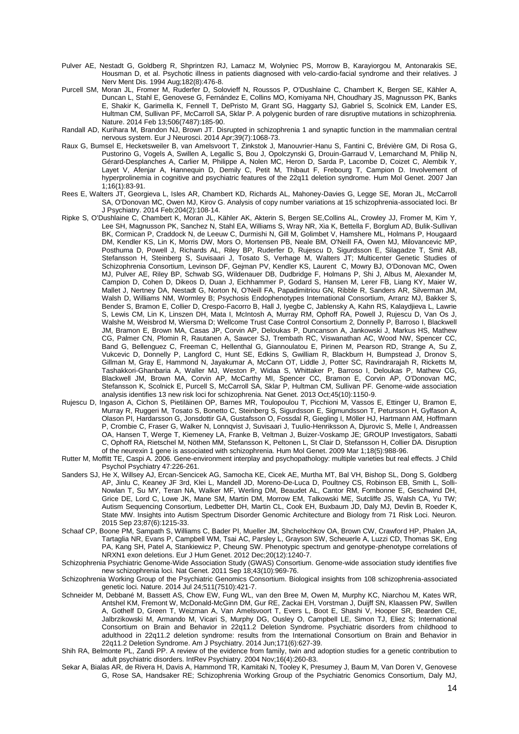Pulver AE, Nestadt G, Goldberg R, Shprintzen RJ, Lamacz M, Wolyniec PS, Morrow B, Karayiorgou M, Antonarakis SE, Housman D, et al. Psychotic illness in patients diagnosed with velo-cardio-facial syndrome and their relatives. J Nerv Ment Dis. 1994 Aug;182(8):476-8.

Purcell SM, Moran JL, Fromer M, Ruderfer D, Solovieff N, Roussos P, O'Dushlaine C, Chambert K, Bergen SE, Kähler A, Duncan L, Stahl E, Genovese G, Fernández E, Collins MO, Komiyama NH, Choudhary JS, Magnusson PK, Banks E, Shakir K, Garimella K, Fennell T, DePristo M, Grant SG, Haggarty SJ, Gabriel S, Scolnick EM, Lander ES, Hultman CM, Sullivan PF, McCarroll SA, Sklar P. A polygenic burden of rare disruptive mutations in schizophrenia. Nature. 2014 Feb 13;506(7487):185-90.

Randall AD, Kurihara M, Brandon NJ, Brown JT. Disrupted in schizophrenia 1 and synaptic function in the mammalian central nervous system. Eur J Neurosci. 2014 Apr;39(7):1068-73.

Raux G, Bumsel E, Hecketsweiler B, van Amelsvoort T, Zinkstok J, Manouvrier-Hanu S, Fantini C, Brévière GM, Di Rosa G, Pustorino G, Vogels A, Swillen A, Legallic S, Bou J, Opolczynski G, Drouin-Garraud V, Lemarchand M, Philip N, Gérard-Desplanches A, Carlier M, Philippe A, Nolen MC, Heron D, Sarda P, Lacombe D, Coizet C, Alembik Y, Layet V, Afenjar A, Hannequin D, Demily C, Petit M, Thibaut F, Frebourg T, Campion D. Involvement of hyperprolinemia in cognitive and psychiatric features of the 22q11 deletion syndrome. Hum Mol Genet. 2007 Jan 1;16(1):83-91.

Rees E, Walters JT, Georgieva L, Isles AR, Chambert KD, Richards AL, Mahoney-Davies G, Legge SE, Moran JL, McCarroll SA, O'Donovan MC, Owen MJ, Kirov G. Analysis of copy number variations at 15 schizophrenia-associated loci. Br J Psychiatry. 2014 Feb;204(2):108-14.

Ripke S, O'Dushlaine C, Chambert K, Moran JL, Kähler AK, Akterin S, Bergen SE,Collins AL, Crowley JJ, Fromer M, Kim Y, Lee SH, Magnusson PK, Sanchez N, Stahl EA, Williams S, Wray NR, Xia K, Bettella F, Borglum AD, Bulik-Sullivan BK, Cormican P, Craddock N, de Leeuw C, Durmishi N, Gill M, Golimbet V, Hamshere ML, Holmans P, Hougaard DM, Kendler KS, Lin K, Morris DW, Mors O, Mortensen PB, Neale BM, O'Neill FA, Owen MJ, Milovancevic MP, Posthuma D, Powell J, Richards AL, Riley BP, Ruderfer D, Rujescu D, Sigurdsson E, Silagadze T, Smit AB, Stefansson H, Steinberg S, Suvisaari J, Tosato S, Verhage M, Walters JT; Multicenter Genetic Studies of Schizophrenia Consortium, Levinson DF, Gejman PV, Kendler KS, Laurent C, Mowry BJ, O'Donovan MC, Owen MJ, Pulver AE, Riley BP, Schwab SG, Wildenauer DB, Dudbridge F, Holmans P, Shi J, Albus M, Alexander M, Campion D, Cohen D, Dikeos D, Duan J, Eichhammer P, Godard S, Hansen M, Lerer FB, Liang KY, Maier W, Mallet J, Nertney DA, Nestadt G, Norton N, O'Neill FA, Papadimitriou GN, Ribble R, Sanders AR, Silverman JM, Walsh D, Williams NM, Wormley B; Psychosis Endophenotypes International Consortium, Arranz MJ, Bakker S, Bender S, Bramon E, Collier D, Crespo-Facorro B, Hall J, Iyegbe C, Jablensky A, Kahn RS, Kalaydjieva L, Lawrie S, Lewis CM, Lin K, Linszen DH, Mata I, McIntosh A, Murray RM, Ophoff RA, Powell J, Rujescu D, Van Os J, Walshe M, Weisbrod M, Wiersma D; Wellcome Trust Case Control Consortium 2, Donnelly P, Barroso I, Blackwell JM, Bramon E, Brown MA, Casas JP, Corvin AP, Deloukas P, Duncanson A, Jankowski J, Markus HS, Mathew CG, Palmer CN, Plomin R, Rautanen A, Sawcer SJ, Trembath RC, Viswanathan AC, Wood NW, Spencer CC, Band G, Bellenguez C, Freeman C, Hellenthal G, Giannoulatou E, Pirinen M, Pearson RD, Strange A, Su Z, Vukcevic D, Donnelly P, Langford C, Hunt SE, Edkins S, Gwilliam R, Blackburn H, Bumpstead SJ, Dronov S, Gillman M, Gray E, Hammond N, Jayakumar A, McCann OT, Liddle J, Potter SC, Ravindrarajah R, Ricketts M, Tashakkori-Ghanbaria A, Waller MJ, Weston P, Widaa S, Whittaker P, Barroso I, Deloukas P, Mathew CG, Blackwell JM, Brown MA, Corvin AP, McCarthy MI, Spencer CC, Bramon E, Corvin AP, O'Donovan MC, Stefansson K, Scolnick E, Purcell S, McCarroll SA, Sklar P, Hultman CM, Sullivan PF. Genome-wide association analysis identifies 13 new risk loci for schizophrenia. Nat Genet. 2013 Oct;45(10):1150-9.

Rujescu D, Ingason A, Cichon S, Pietiläinen OP, Barnes MR, Toulopoulou T, Picchioni M, Vassos E, Ettinger U, Bramon E, Murray R, Ruggeri M, Tosato S, Bonetto C, Steinberg S, Sigurdsson E, Sigmundsson T, Petursson H, Gylfason A, Olason PI, Hardarsson G, Jonsdottir GA, Gustafsson O, Fossdal R, Giegling I, Möller HJ, Hartmann AM, Hoffmann P, Crombie C, Fraser G, Walker N, Lonnqvist J, Suvisaari J, Tuulio-Henriksson A, Djurovic S, Melle I, Andreassen OA, Hansen T, Werge T, Kiemeney LA, Franke B, Veltman J, Buizer-Voskamp JE; GROUP Investigators, Sabatti C, Ophoff RA, Rietschel M, Nöthen MM, Stefansson K, Peltonen L, St Clair D, Stefansson H, Collier DA. Disruption of the neurexin 1 gene is associated with schizophrenia. Hum Mol Genet. 2009 Mar 1;18(5):988-96.

Rutter M, Moffitt TE, Caspi A. 2006. Gene-environment interplay and psychopathology: multiple varieties but real effects. J Child Psychol Psychiatry 47:226-261.

Sanders SJ, He X, Willsey AJ, Ercan-Sencicek AG, Samocha KE, Cicek AE, Murtha MT, Bal VH, Bishop SL, Dong S, Goldberg AP, Jinlu C, Keaney JF 3rd, Klei L, Mandell JD, Moreno-De-Luca D, Poultney CS, Robinson EB, Smith L, Solli-Nowlan T, Su MY, Teran NA, Walker MF, Werling DM, Beaudet AL, Cantor RM, Fombonne E, Geschwind DH, Grice DE, Lord C, Lowe JK, Mane SM, Martin DM, Morrow EM, Talkowski ME, Sutcliffe JS, Walsh CA, Yu TW; Autism Sequencing Consortium, Ledbetter DH, Martin CL, Cook EH, Buxbaum JD, Daly MJ, Devlin B, Roeder K, State MW. Insights into Autism Spectrum Disorder Genomic Architecture and Biology from 71 Risk Loci. Neuron. 2015 Sep 23;87(6):1215-33.

Schaaf CP, Boone PM, Sampath S, Williams C, Bader PI, Mueller JM, Shchelochkov OA, Brown CW, Crawford HP, Phalen JA, Tartaglia NR, Evans P, Campbell WM, Tsai AC, Parsley L, Grayson SW, Scheuerle A, Luzzi CD, Thomas SK, Eng PA, Kang SH, Patel A, Stankiewicz P, Cheung SW. Phenotypic spectrum and genotype-phenotype correlations of NRXN1 exon deletions. Eur J Hum Genet. 2012 Dec;20(12):1240-7.

Schizophrenia Psychiatric Genome-Wide Association Study (GWAS) Consortium. Genome-wide association study identifies five new schizophrenia loci. Nat Genet. 2011 Sep 18;43(10):969-76.

Schizophrenia Working Group of the Psychiatric Genomics Consortium. Biological insights from 108 schizophrenia-associated genetic loci. Nature. 2014 Jul 24;511(7510):421-7.

Schneider M, Debbané M, Bassett AS, Chow EW, Fung WL, van den Bree M, Owen M, Murphy KC, Niarchou M, Kates WR, Antshel KM, Fremont W, McDonald-McGinn DM, Gur RE, Zackai EH, Vorstman J, Duijff SN, Klaassen PW, Swillen A, Gothelf D, Green T, Weizman A, Van Amelsvoort T, Evers L, Boot E, Shashi V, Hooper SR, Bearden CE, Jalbrzikowski M, Armando M, Vicari S, Murphy DG, Ousley O, Campbell LE, Simon TJ, Eliez S; International Consortium on Brain and Behavior in 22q11.2 Deletion Syndrome. Psychiatric disorders from childhood to adulthood in 22q11.2 deletion syndrome: results from the International Consortium on Brain and Behavior in 22q11.2 Deletion Syndrome. Am J Psychiatry. 2014 Jun;171(6):627-39.

Shih RA, Belmonte PL, Zandi PP. A review of the evidence from family, twin and adoption studies for a genetic contribution to adult psychiatric disorders. IntRev Psychiatry. 2004 Nov;16(4):260-83.

Sekar A, Bialas AR, de Rivera H, Davis A, Hammond TR, Kamitaki N, Tooley K, Presumey J, Baum M, Van Doren V, Genovese G, Rose SA, Handsaker RE; Schizophrenia Working Group of the Psychiatric Genomics Consortium, Daly MJ,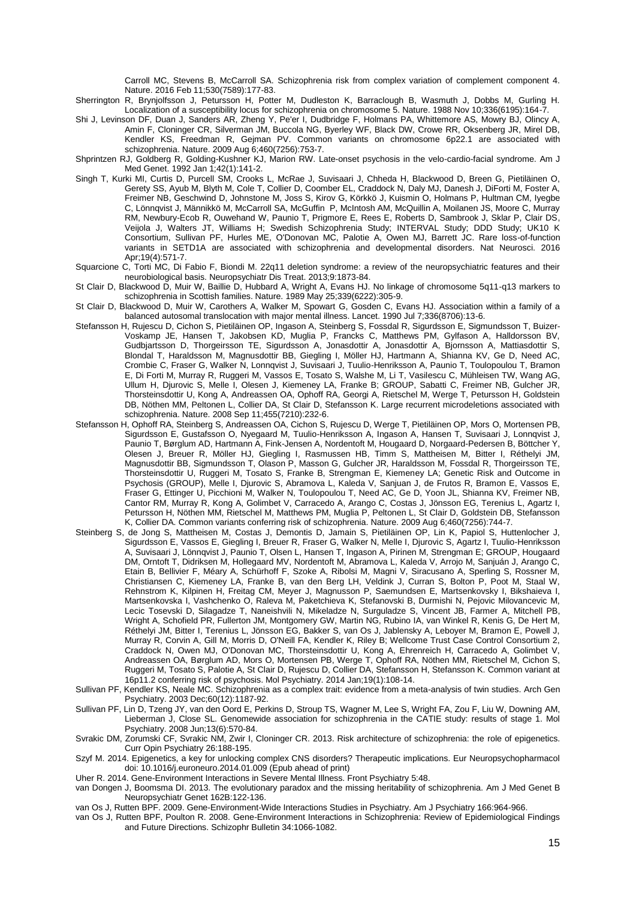Carroll MC, Stevens B, McCarroll SA. Schizophrenia risk from complex variation of complement component 4. Nature. 2016 Feb 11;530(7589):177-83.

Sherrington R, Brynjolfsson J, Petursson H, Potter M, Dudleston K, Barraclough B, Wasmuth J, Dobbs M, Gurling H. Localization of a susceptibility locus for schizophrenia on chromosome 5. Nature. 1988 Nov 10;336(6195):164-7.

Shi J, Levinson DF, Duan J, Sanders AR, Zheng Y, Pe'er I, Dudbridge F, Holmans PA, Whittemore AS, Mowry BJ, Olincy A, Amin F, Cloninger CR, Silverman JM, Buccola NG, Byerley WF, Black DW, Crowe RR, Oksenberg JR, Mirel DB, Kendler KS, Freedman R, Gejman PV. Common variants on chromosome 6p22.1 are associated with schizophrenia. Nature. 2009 Aug 6;460(7256):753-7.

Shprintzen RJ, Goldberg R, Golding-Kushner KJ, Marion RW. Late-onset psychosis in the velo-cardio-facial syndrome. Am J Med Genet. 1992 Jan 1;42(1):141-2.

Singh T, Kurki MI, Curtis D, Purcell SM, Crooks L, McRae J, Suvisaari J, Chheda H, Blackwood D, Breen G, Pietiläinen O, Gerety SS, Ayub M, Blyth M, Cole T, Collier D, Coomber EL, Craddock N, Daly MJ, Danesh J, DiForti M, Foster A, Freimer NB, Geschwind D, Johnstone M, Joss S, Kirov G, Körkkö J, Kuismin O, Holmans P, Hultman CM, Iyegbe C, Lönnqvist J, Männikkö M, McCarroll SA, McGuffin P, McIntosh AM, McQuillin A, Moilanen JS, Moore C, Murray RM, Newbury-Ecob R, Ouwehand W, Paunio T, Prigmore E, Rees E, Roberts D, Sambrook J, Sklar P, Clair DS, Veijola J, Walters JT, Williams H; Swedish Schizophrenia Study; INTERVAL Study; DDD Study; UK10 K Consortium, Sullivan PF, Hurles ME, O'Donovan MC, Palotie A, Owen MJ, Barrett JC. Rare loss-of-function variants in SETD1A are associated with schizophrenia and developmental disorders. Nat Neurosci. 2016 Apr;19(4):571-7.

Squarcione C, Torti MC, Di Fabio F, Biondi M. 22q11 deletion syndrome: a review of the neuropsychiatric features and their neurobiological basis. Neuropsychiatr Dis Treat. 2013;9:1873-84.

St Clair D, Blackwood D, Muir W, Baillie D, Hubbard A, Wright A, Evans HJ. No linkage of chromosome 5q11-q13 markers to schizophrenia in Scottish families. Nature. 1989 May 25;339(6222):305-9.

St Clair D, Blackwood D, Muir W, Carothers A, Walker M, Spowart G, Gosden C, Evans HJ. Association within a family of a balanced autosomal translocation with major mental illness. Lancet. 1990 Jul 7;336(8706):13-6.

Stefansson H, Rujescu D, Cichon S, Pietiläinen OP, Ingason A, Steinberg S, Fossdal R, Sigurdsson E, Sigmundsson T, Buizer-Voskamp JE, Hansen T, Jakobsen KD, Muglia P, Francks C, Matthews PM, Gylfason A, Halldorsson BV, Gudbjartsson D, Thorgeirsson TE, Sigurdsson A, Jonasdottir A, Jonasdottir A, Bjornsson A, Mattiasdottir S, Blondal T, Haraldsson M, Magnusdottir BB, Giegling I, Möller HJ, Hartmann A, Shianna KV, Ge D, Need AC, Crombie C, Fraser G, Walker N, Lonnqvist J, Suvisaari J, Tuulio-Henriksson A, Paunio T, Toulopoulou T, Bramon E, Di Forti M, Murray R, Ruggeri M, Vassos E, Tosato S, Walshe M, Li T, Vasilescu C, Mühleisen TW, Wang AG, Ullum H, Djurovic S, Melle I, Olesen J, Kiemeney LA, Franke B; GROUP, Sabatti C, Freimer NB, Gulcher JR, Thorsteinsdottir U, Kong A, Andreassen OA, Ophoff RA, Georgi A, Rietschel M, Werge T, Petursson H, Goldstein DB, Nöthen MM, Peltonen L, Collier DA, St Clair D, Stefansson K. Large recurrent microdeletions associated with schizophrenia. Nature. 2008 Sep 11;455(7210):232-6.

Stefansson H, Ophoff RA, Steinberg S, Andreassen OA, Cichon S, Rujescu D, Werge T, Pietiläinen OP, Mors O, Mortensen PB, Sigurdsson E, Gustafsson O, Nyegaard M, Tuulio-Henriksson A, Ingason A, Hansen T, Suvisaari J, Lonnqvist J, Paunio T, Børglum AD, Hartmann A, Fink-Jensen A, Nordentoft M, Hougaard D, Norgaard-Pedersen B, Böttcher Y, Olesen J, Breuer R, Möller HJ, Giegling I, Rasmussen HB, Timm S, Mattheisen M, Bitter I, Réthelyi JM, Magnusdottir BB, Sigmundsson T, Olason P, Masson G, Gulcher JR, Haraldsson M, Fossdal R, Thorgeirsson TE, Thorsteinsdottir U, Ruggeri M, Tosato S, Franke B, Strengman E, Kiemeney LA; Genetic Risk and Outcome in Psychosis (GROUP), Melle I, Djurovic S, Abramova L, Kaleda V, Sanjuan J, de Frutos R, Bramon E, Vassos E, Fraser G, Ettinger U, Picchioni M, Walker N, Toulopoulou T, Need AC, Ge D, Yoon JL, Shianna KV, Freimer NB, Cantor RM, Murray R, Kong A, Golimbet V, Carracedo A, Arango C, Costas J, Jönsson EG, Terenius L, Agartz I, Petursson H, Nöthen MM, Rietschel M, Matthews PM, Muglia P, Peltonen L, St Clair D, Goldstein DB, Stefansson K, Collier DA. Common variants conferring risk of schizophrenia. Nature. 2009 Aug 6;460(7256):744-7.

Steinberg S, de Jong S, Mattheisen M, Costas J, Demontis D, Jamain S, Pietiläinen OP, Lin K, Papiol S, Huttenlocher J, Sigurdsson E, Vassos E, Giegling I, Breuer R, Fraser G, Walker N, Melle I, Djurovic S, Agartz I, Tuulio-Henriksson A, Suvisaari J, Lönnqvist J, Paunio T, Olsen L, Hansen T, Ingason A, Pirinen M, Strengman E; GROUP, Hougaard DM, Orntoft T, Didriksen M, Hollegaard MV, Nordentoft M, Abramova L, Kaleda V, Arrojo M, Sanjuán J, Arango C, Etain B, Bellivier F, Méary A, Schürhoff F, Szoke A, Ribolsi M, Magni V, Siracusano A, Sperling S, Rossner M, Christiansen C, Kiemeney LA, Franke B, van den Berg LH, Veldink J, Curran S, Bolton P, Poot M, Staal W, Rehnstrom K, Kilpinen H, Freitag CM, Meyer J, Magnusson P, Saemundsen E, Martsenkovsky I, Bikshaieva I, Martsenkovska I, Vashchenko O, Raleva M, Paketchieva K, Stefanovski B, Durmishi N, Pejovic Milovancevic M, Lecic Tosevski D, Silagadze T, Naneishvili N, Mikeladze N, Surguladze S, Vincent JB, Farmer A, Mitchell PB, Wright A, Schofield PR, Fullerton JM, Montgomery GW, Martin NG, Rubino IA, van Winkel R, Kenis G, De Hert M, Réthelyi JM, Bitter I, Terenius L, Jönsson EG, Bakker S, van Os J, Jablensky A, Leboyer M, Bramon E, Powell J, Murray R, Corvin A, Gill M, Morris D, O'Neill FA, Kendler K, Riley B; Wellcome Trust Case Control Consortium 2, Craddock N, Owen MJ, O'Donovan MC, Thorsteinsdottir U, Kong A, Ehrenreich H, Carracedo A, Golimbet V, Andreassen OA, Børglum AD, Mors O, Mortensen PB, Werge T, Ophoff RA, Nöthen MM, Rietschel M, Cichon S, Ruggeri M, Tosato S, Palotie A, St Clair D, Rujescu D, Collier DA, Stefansson H, Stefansson K. Common variant at 16p11.2 conferring risk of psychosis. Mol Psychiatry. 2014 Jan;19(1):108-14.

Sullivan PF, Kendler KS, Neale MC. Schizophrenia as a complex trait: evidence from a meta-analysis of twin studies. Arch Gen Psychiatry. 2003 Dec;60(12):1187-92.

Sullivan PF, Lin D, Tzeng JY, van den Oord E, Perkins D, Stroup TS, Wagner M, Lee S, Wright FA, Zou F, Liu W, Downing AM, Lieberman J, Close SL. Genomewide association for schizophrenia in the CATIE study: results of stage 1. Mol Psychiatry. 2008 Jun;13(6):570-84.

Svrakic DM, Zorumski CF, Svrakic NM, Zwir I, Cloninger CR. 2013. Risk architecture of schizophrenia: the role of epigenetics. Curr Opin Psychiatry 26:188-195.

Szyf M. 2014. Epigenetics, a key for unlocking complex CNS disorders? Therapeutic implications. Eur Neuropsychopharmacol doi: 10.1016/j.euroneuro.2014.01.009 (Epub ahead of print)

Uher R. 2014. Gene-Environment Interactions in Severe Mental Illness. Front Psychiatry 5:48.

van Dongen J, Boomsma DI. 2013. The evolutionary paradox and the missing heritability of schizophrenia. Am J Med Genet B Neuropsychiatr Genet 162B:122-136.

van Os J, Rutten BPF. 2009. Gene-Environment-Wide Interactions Studies in Psychiatry. Am J Psychiatry 166:964-966.

van Os J, Rutten BPF, Poulton R. 2008. Gene-Environment Interactions in Schizophrenia: Review of Epidemiological Findings and Future Directions. Schizophr Bulletin 34:1066-1082.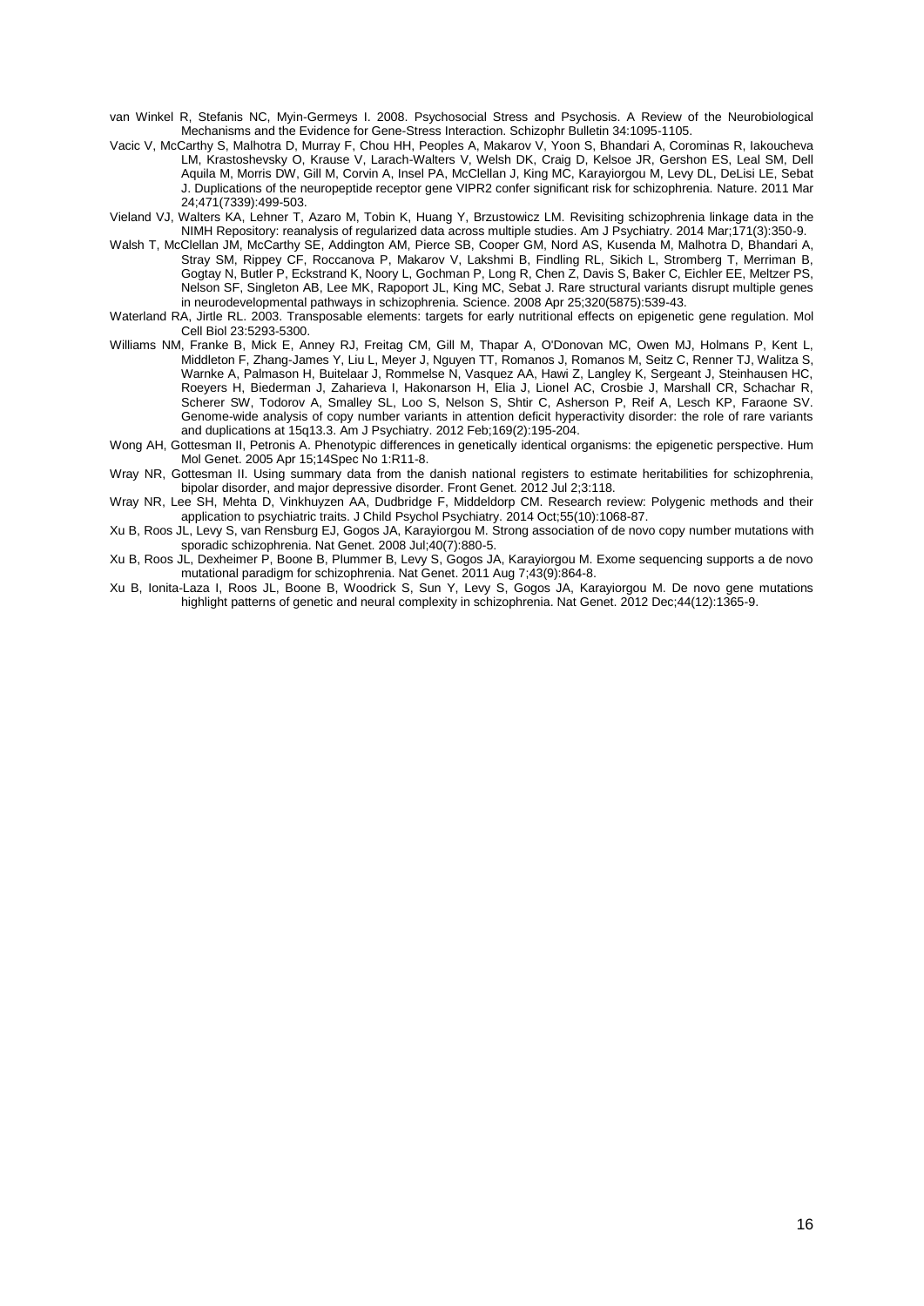van Winkel R, Stefanis NC, Myin-Germeys I. 2008. Psychosocial Stress and Psychosis. A Review of the Neurobiological Mechanisms and the Evidence for Gene-Stress Interaction. Schizophr Bulletin 34:1095-1105.

Vacic V, McCarthy S, Malhotra D, Murray F, Chou HH, Peoples A, Makarov V, Yoon S, Bhandari A, Corominas R, Iakoucheva LM, Krastoshevsky O, Krause V, Larach-Walters V, Welsh DK, Craig D, Kelsoe JR, Gershon ES, Leal SM, Dell Aquila M, Morris DW, Gill M, Corvin A, Insel PA, McClellan J, King MC, Karayiorgou M, Levy DL, DeLisi LE, Sebat J. Duplications of the neuropeptide receptor gene VIPR2 confer significant risk for schizophrenia. Nature. 2011 Mar 24;471(7339):499-503.

Vieland VJ, Walters KA, Lehner T, Azaro M, Tobin K, Huang Y, Brzustowicz LM. Revisiting schizophrenia linkage data in the NIMH Repository: reanalysis of regularized data across multiple studies. Am J Psychiatry. 2014 Mar;171(3):350-9.

Walsh T, McClellan JM, McCarthy SE, Addington AM, Pierce SB, Cooper GM, Nord AS, Kusenda M, Malhotra D, Bhandari A, Stray SM, Rippey CF, Roccanova P, Makarov V, Lakshmi B, Findling RL, Sikich L, Stromberg T, Merriman B, Gogtay N, Butler P, Eckstrand K, Noory L, Gochman P, Long R, Chen Z, Davis S, Baker C, Eichler EE, Meltzer PS, Nelson SF, Singleton AB, Lee MK, Rapoport JL, King MC, Sebat J. Rare structural variants disrupt multiple genes in neurodevelopmental pathways in schizophrenia. Science. 2008 Apr 25;320(5875):539-43.

Waterland RA, Jirtle RL. 2003. Transposable elements: targets for early nutritional effects on epigenetic gene regulation. Mol Cell Biol 23:5293-5300.

Williams NM, Franke B, Mick E, Anney RJ, Freitag CM, Gill M, Thapar A, O'Donovan MC, Owen MJ, Holmans P, Kent L, Middleton F, Zhang-James Y, Liu L, Meyer J, Nguyen TT, Romanos J, Romanos M, Seitz C, Renner TJ, Walitza S, Warnke A, Palmason H, Buitelaar J, Rommelse N, Vasquez AA, Hawi Z, Langley K, Sergeant J, Steinhausen HC, Roeyers H, Biederman J, Zaharieva I, Hakonarson H, Elia J, Lionel AC, Crosbie J, Marshall CR, Schachar R, Scherer SW, Todorov A, Smalley SL, Loo S, Nelson S, Shtir C, Asherson P, Reif A, Lesch KP, Faraone SV. Genome-wide analysis of copy number variants in attention deficit hyperactivity disorder: the role of rare variants and duplications at 15q13.3. Am J Psychiatry. 2012 Feb;169(2):195-204.

Wong AH, Gottesman II, Petronis A. Phenotypic differences in genetically identical organisms: the epigenetic perspective. Hum Mol Genet. 2005 Apr 15;14Spec No 1:R11-8.

Wray NR, Gottesman II. Using summary data from the danish national registers to estimate heritabilities for schizophrenia, bipolar disorder, and major depressive disorder. Front Genet. 2012 Jul 2;3:118.

Wray NR, Lee SH, Mehta D, Vinkhuyzen AA, Dudbridge F, Middeldorp CM. Research review: Polygenic methods and their application to psychiatric traits. J Child Psychol Psychiatry. 2014 Oct;55(10):1068-87.

Xu B, Roos JL, Levy S, van Rensburg EJ, Gogos JA, Karayiorgou M. Strong association of de novo copy number mutations with sporadic schizophrenia. Nat Genet. 2008 Jul;40(7):880-5.

Xu B, Roos JL, Dexheimer P, Boone B, Plummer B, Levy S, Gogos JA, Karayiorgou M. Exome sequencing supports a de novo mutational paradigm for schizophrenia. Nat Genet. 2011 Aug 7;43(9):864-8.

Xu B, Ionita-Laza I, Roos JL, Boone B, Woodrick S, Sun Y, Levy S, Gogos JA, Karayiorgou M. De novo gene mutations highlight patterns of genetic and neural complexity in schizophrenia. Nat Genet. 2012 Dec;44(12):1365-9.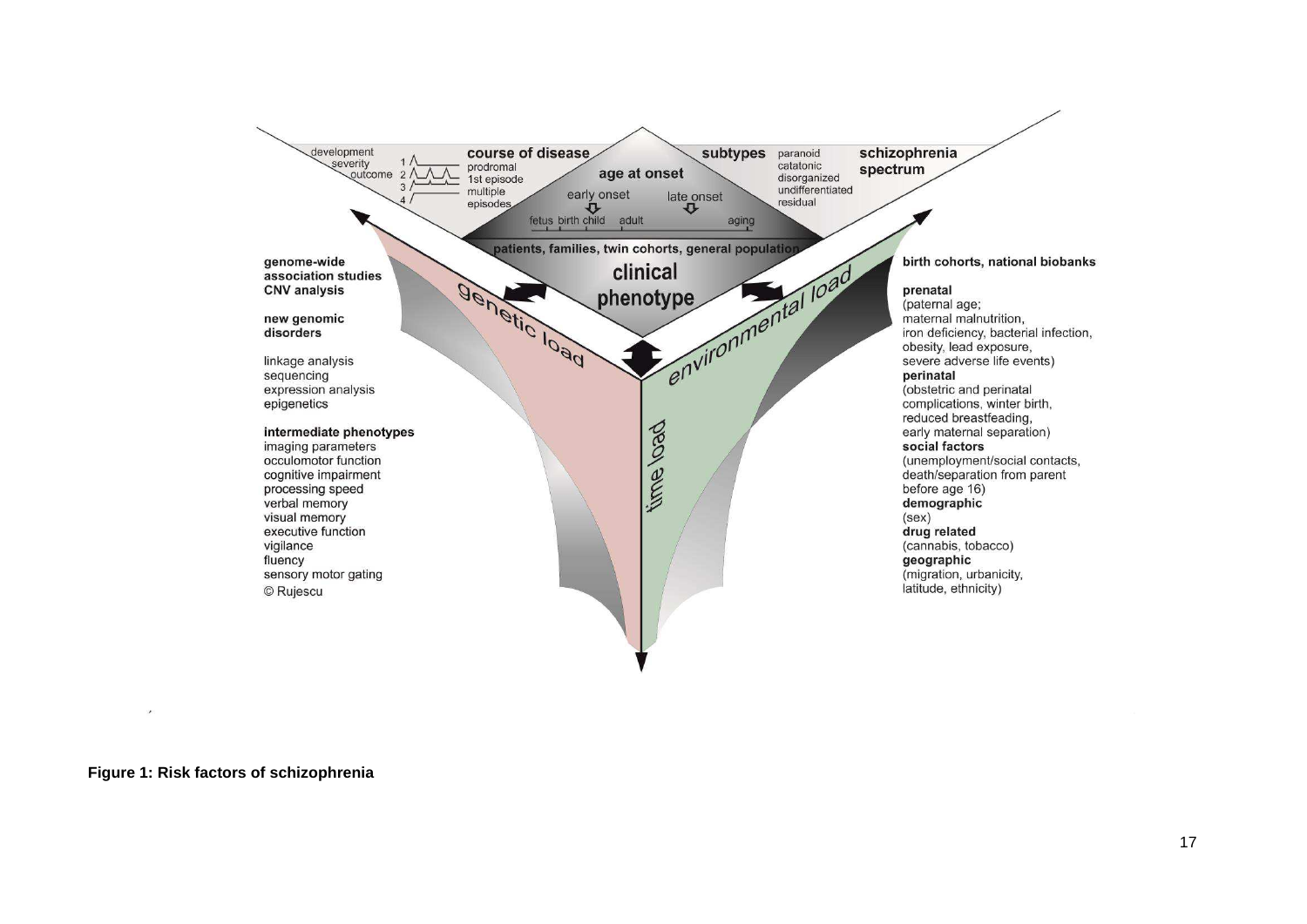development
severity
outcome

1
2
3
4

**course of disease**
prodromal
1st episode
multiple
episodes

**age at onset**
early onset
late onset
fetus birth child adult aging

**subtypes**
paranoid
catatonic
disorganized
undifferentiated
residual

**schizophrenia spectrum**

**patients, families, twin cohorts, general population**

**clinical phenotype**

genetic load

environmental load

time load

**genome-wide association studies**
**CNV analysis**

**new genomic disorders**

linkage analysis
sequencing
expression analysis
epigenetics

**intermediate phenotypes**
imaging parameters
occulomotor function
cognitive impairment
processing speed
verbal memory
visual memory
executive function
vigilance
fluency
sensory motor gating
© Rujescu

**birth cohorts, national biobanks**

**prenatal**
(paternal age;
maternal malnutrition,
iron deficiency, bacterial infection,
obesity, lead exposure,
severe adverse life events)
**perinatal**
(obstetric and perinatal
complications, winter birth,
reduced breastfeading,
early maternal separation)
**social factors**
(unemployment/social contacts,
death/separation from parent
before age 16)
**demographic**
(sex)
**drug related**
(cannabis, tobacco)
**geographic**
(migration, urbanicity,
latitude, ethnicity)

**Figure 1: Risk factors of schizophrenia**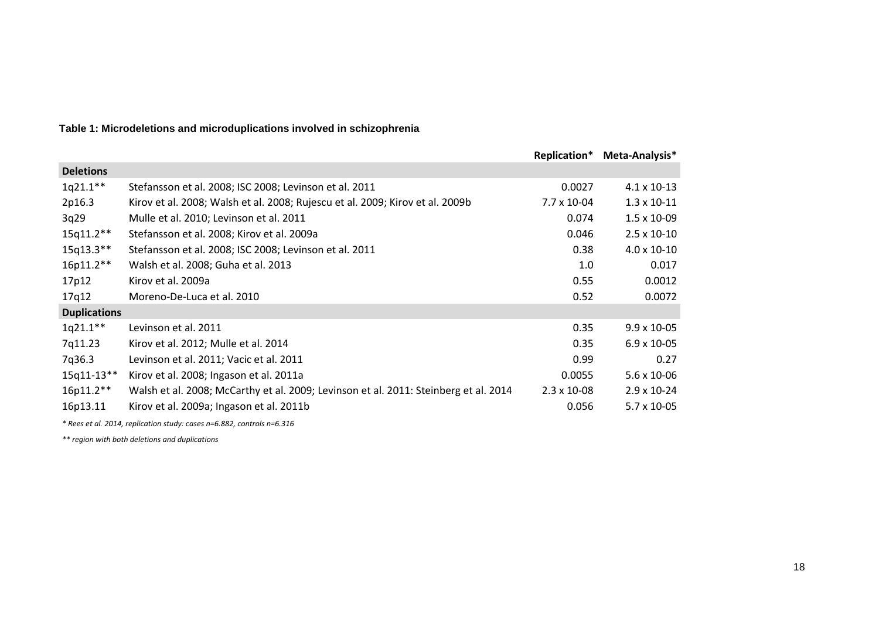**Table 1: Microdeletions and microduplications involved in schizophrenia**

| | | Replication* | Meta-Analysis* |
|---|---|---|---|
| **Deletions** | | | |
| 1q21.1** | Stefansson et al. 2008; ISC 2008; Levinson et al. 2011 | 0.0027 | $4.1 \times 10^{-13}$ |
| 2p16.3 | Kirov et al. 2008; Walsh et al. 2008; Rujescu et al. 2009; Kirov et al. 2009b | $7.7 \times 10^{-04}$ | $1.3 \times 10^{-11}$ |
| 3q29 | Mulle et al. 2010; Levinson et al. 2011 | 0.074 | $1.5 \times 10^{-09}$ |
| 15q11.2** | Stefansson et al. 2008; Kirov et al. 2009a | 0.046 | $2.5 \times 10^{-10}$ |
| 15q13.3** | Stefansson et al. 2008; ISC 2008; Levinson et al. 2011 | 0.38 | $4.0 \times 10^{-10}$ |
| 16p11.2** | Walsh et al. 2008; Guha et al. 2013 | 1.0 | 0.017 |
| 17p12 | Kirov et al. 2009a | 0.55 | 0.0012 |
| 17q12 | Moreno-De-Luca et al. 2010 | 0.52 | 0.0072 |
| **Duplications** | | | |
| 1q21.1** | Levinson et al. 2011 | 0.35 | $9.9 \times 10^{-05}$ |
| 7q11.23 | Kirov et al. 2012; Mulle et al. 2014 | 0.35 | $6.9 \times 10^{-05}$ |
| 7q36.3 | Levinson et al. 2011; Vacic et al. 2011 | 0.99 | 0.27 |
| 15q11-13** | Kirov et al. 2008; Ingason et al. 2011a | 0.0055 | $5.6 \times 10^{-06}$ |
| 16p11.2** | Walsh et al. 2008; McCarthy et al. 2009; Levinson et al. 2011: Steinberg et al. 2014 | $2.3 \times 10^{-08}$ | $2.9 \times 10^{-24}$ |
| 16p13.11 | Kirov et al. 2009a; Ingason et al. 2011b | 0.056 | $5.7 \times 10^{-05}$ |

*\* Rees et al. 2014, replication study: cases n=6.882, controls n=6.316*

*\*\* region with both deletions and duplications*